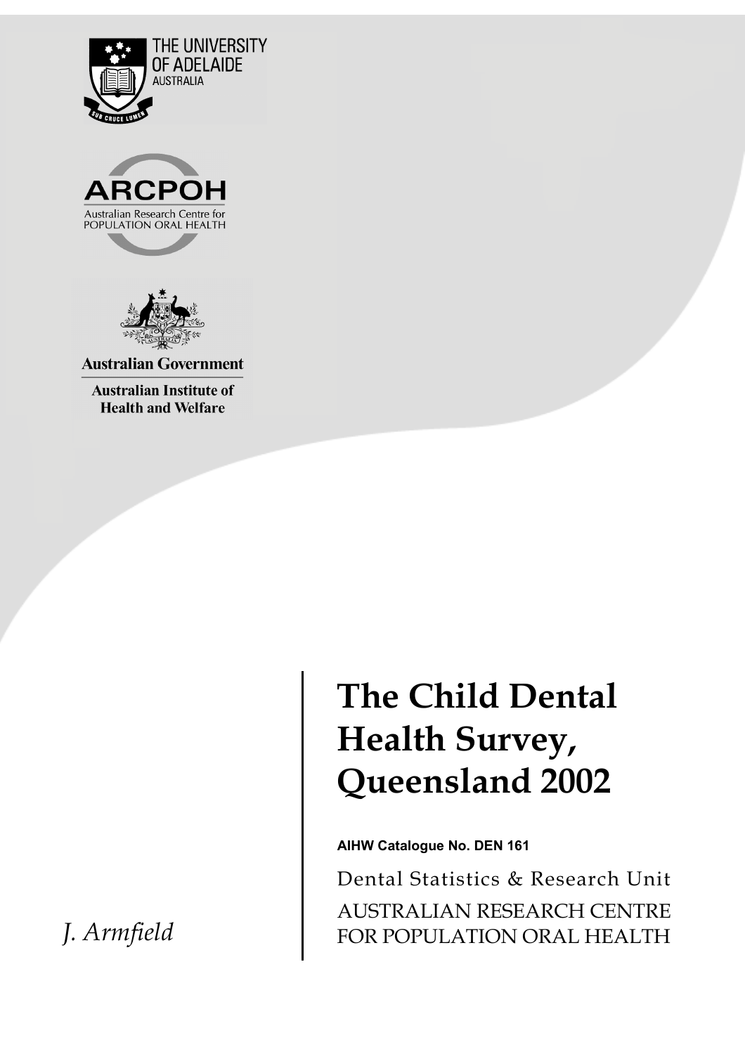THE UNIVERSITY OF ADELAIDE AUSTRALIA

ARCPOH

Australian Research Centre for POPULATION ORAL HEALTH

Australian Government

Australian Institute of Health and Welfare

# The Child Dental Health Survey, Queensland 2002

**AIHW Catalogue No. DEN 161**

Dental Statistics & Research Unit

AUSTRALIAN RESEARCH CENTRE FOR POPULATION ORAL HEALTH

*J. Armfield*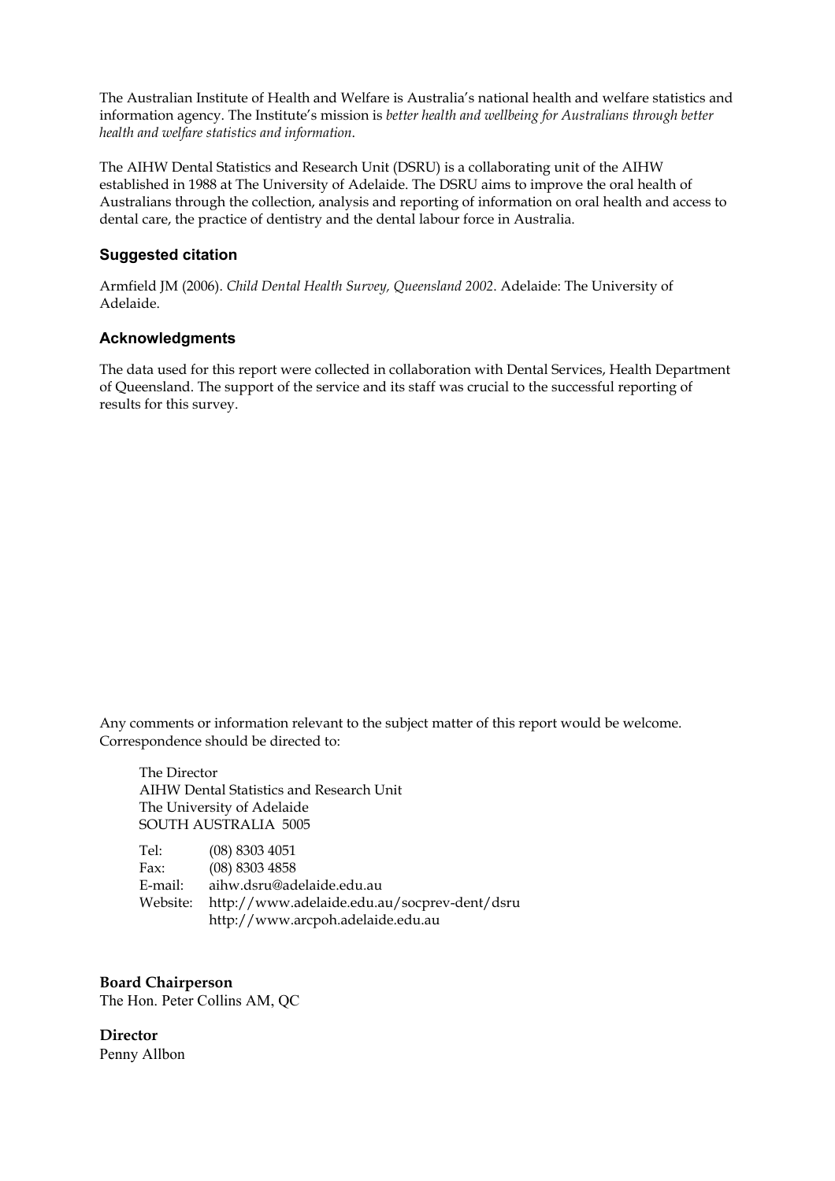The Australian Institute of Health and Welfare is Australia's national health and welfare statistics and information agency. The Institute's mission is *better health and wellbeing for Australians through better health and welfare statistics and information*.

The AIHW Dental Statistics and Research Unit (DSRU) is a collaborating unit of the AIHW established in 1988 at The University of Adelaide. The DSRU aims to improve the oral health of Australians through the collection, analysis and reporting of information on oral health and access to dental care, the practice of dentistry and the dental labour force in Australia.

### Suggested citation

Armfield JM (2006). *Child Dental Health Survey, Queensland 2002*. Adelaide: The University of Adelaide.

### Acknowledgments

The data used for this report were collected in collaboration with Dental Services, Health Department of Queensland. The support of the service and its staff was crucial to the successful reporting of results for this survey.

Any comments or information relevant to the subject matter of this report would be welcome. Correspondence should be directed to:

The Director
AIHW Dental Statistics and Research Unit
The University of Adelaide
SOUTH AUSTRALIA 5005

Tel: (08) 8303 4051
Fax: (08) 8303 4858
E-mail: aihw.dsru@adelaide.edu.au
Website: http://www.adelaide.edu.au/socprev-dent/dsru
http://www.arcpoh.adelaide.edu.au

**Board Chairperson**
The Hon. Peter Collins AM, QC

**Director**
Penny Allbon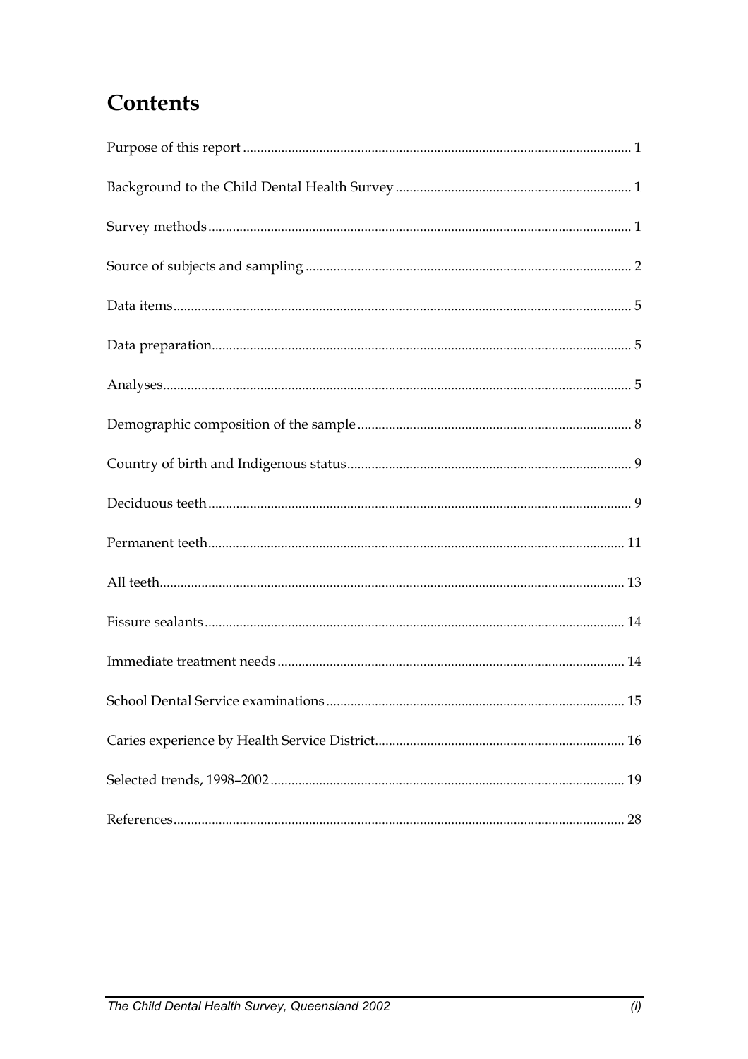# Contents

Purpose of this report ........................................................................................................ 1

Background to the Child Dental Health Survey .................................................................. 1

Survey methods ................................................................................................................... 1

Source of subjects and sampling ......................................................................................... 2

Data items ............................................................................................................................ 5

Data preparation .................................................................................................................. 5

Analyses ............................................................................................................................... 5

Demographic composition of the sample ........................................................................... 8

Country of birth and Indigenous status ............................................................................... 9

Deciduous teeth ................................................................................................................... 9

Permanent teeth ................................................................................................................. 11

All teeth .............................................................................................................................. 13

Fissure sealants .................................................................................................................. 14

Immediate treatment needs ............................................................................................... 14

School Dental Service examinations ................................................................................. 15

Caries experience by Health Service District ..................................................................... 16

Selected trends, 1998–2002 ................................................................................................ 19

References .......................................................................................................................... 28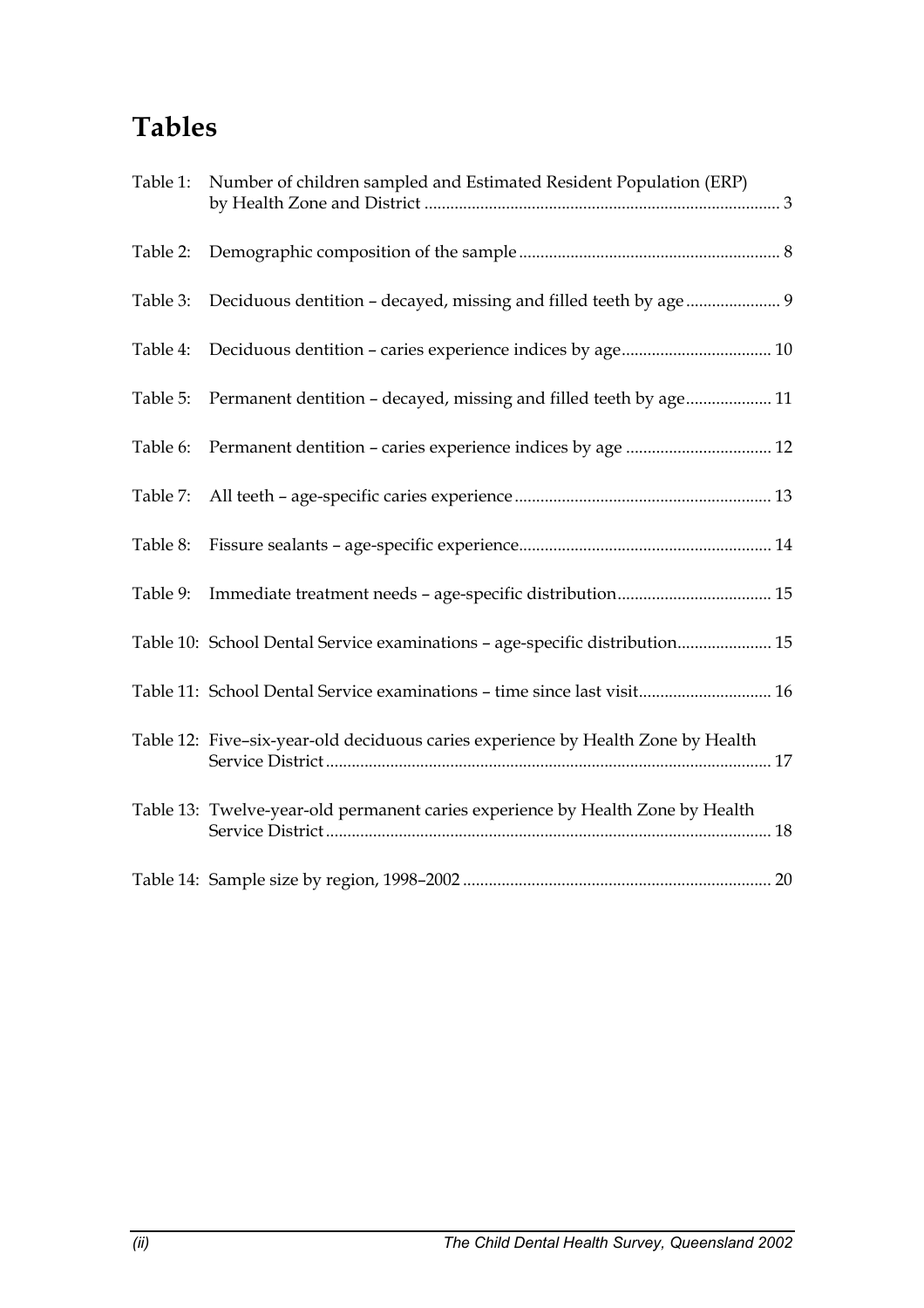# Tables

Table 1: Number of children sampled and Estimated Resident Population (ERP) by Health Zone and District ..................................................................................... 3

Table 2: Demographic composition of the sample ............................................................ 8

Table 3: Deciduous dentition – decayed, missing and filled teeth by age ...................... 9

Table 4: Deciduous dentition – caries experience indices by age.................................. 10

Table 5: Permanent dentition – decayed, missing and filled teeth by age.................... 11

Table 6: Permanent dentition – caries experience indices by age .................................. 12

Table 7: All teeth – age-specific caries experience ........................................................... 13

Table 8: Fissure sealants – age-specific experience.......................................................... 14

Table 9: Immediate treatment needs – age-specific distribution.................................... 15

Table 10: School Dental Service examinations – age-specific distribution...................... 15

Table 11: School Dental Service examinations – time since last visit............................... 16

Table 12: Five–six-year-old deciduous caries experience by Health Zone by Health Service District ....................................................................................................... 17

Table 13: Twelve-year-old permanent caries experience by Health Zone by Health Service District ....................................................................................................... 18

Table 14: Sample size by region, 1998–2002 ....................................................................... 20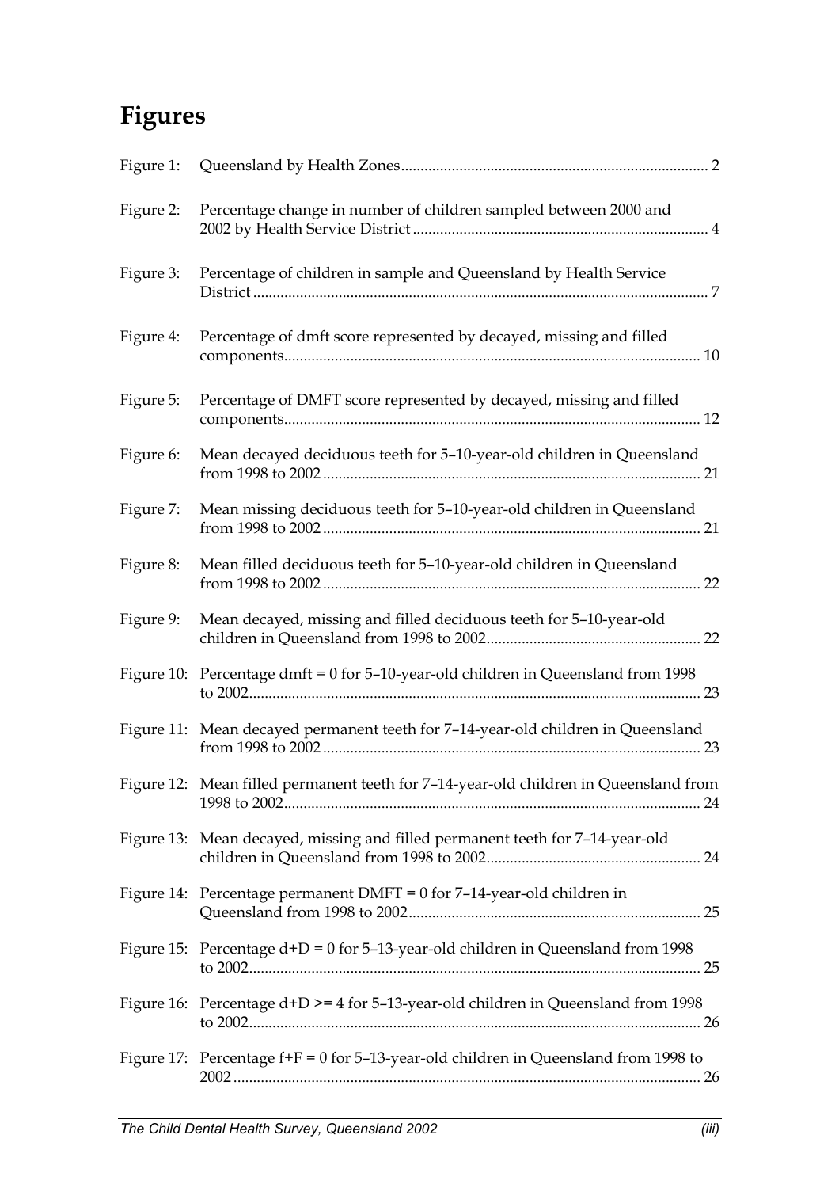# Figures

Figure 1: Queensland by Health Zones ............................................................................. 2

Figure 2: Percentage change in number of children sampled between 2000 and 2002 by Health Service District ........................................................................... 4

Figure 3: Percentage of children in sample and Queensland by Health Service District .................................................................................................................. 7

Figure 4: Percentage of dmft score represented by decayed, missing and filled components......................................................................................................... 10

Figure 5: Percentage of DMFT score represented by decayed, missing and filled components......................................................................................................... 12

Figure 6: Mean decayed deciduous teeth for 5–10-year-old children in Queensland from 1998 to 2002 ................................................................................................ 21

Figure 7: Mean missing deciduous teeth for 5–10-year-old children in Queensland from 1998 to 2002 ................................................................................................ 21

Figure 8: Mean filled deciduous teeth for 5–10-year-old children in Queensland from 1998 to 2002 ................................................................................................ 22

Figure 9: Mean decayed, missing and filled deciduous teeth for 5–10-year-old children in Queensland from 1998 to 2002....................................................... 22

Figure 10: Percentage dmft = 0 for 5–10-year-old children in Queensland from 1998 to 2002................................................................................................................... 23

Figure 11: Mean decayed permanent teeth for 7–14-year-old children in Queensland from 1998 to 2002 ................................................................................................ 23

Figure 12: Mean filled permanent teeth for 7–14-year-old children in Queensland from 1998 to 2002.......................................................................................................... 24

Figure 13: Mean decayed, missing and filled permanent teeth for 7–14-year-old children in Queensland from 1998 to 2002....................................................... 24

Figure 14: Percentage permanent DMFT = 0 for 7–14-year-old children in Queensland from 1998 to 2002........................................................................... 25

Figure 15: Percentage d+D = 0 for 5–13-year-old children in Queensland from 1998 to 2002................................................................................................................... 25

Figure 16: Percentage d+D >= 4 for 5–13-year-old children in Queensland from 1998 to 2002................................................................................................................... 26

Figure 17: Percentage f+F = 0 for 5–13-year-old children in Queensland from 1998 to 2002 ...................................................................................................................... 26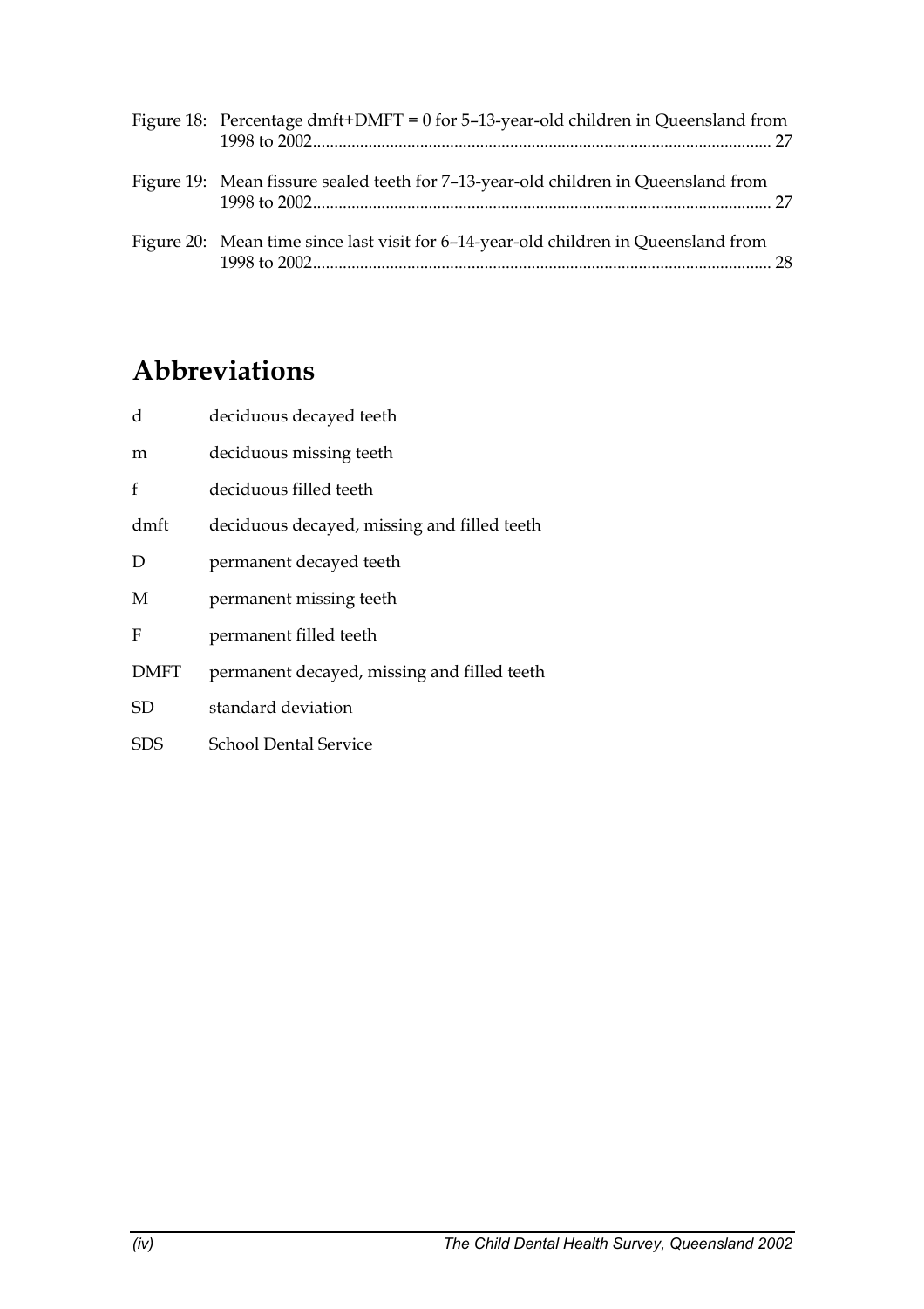Figure 18: Percentage dmft+DMFT = 0 for 5–13-year-old children in Queensland from 1998 to 2002........................................................................................................ 27

Figure 19: Mean fissure sealed teeth for 7–13-year-old children in Queensland from 1998 to 2002........................................................................................................ 27

Figure 20: Mean time since last visit for 6–14-year-old children in Queensland from 1998 to 2002........................................................................................................ 28

# Abbreviations

| | |
|---|---|
| d | deciduous decayed teeth |
| m | deciduous missing teeth |
| f | deciduous filled teeth |
| dmft | deciduous decayed, missing and filled teeth |
| D | permanent decayed teeth |
| M | permanent missing teeth |
| F | permanent filled teeth |
| DMFT | permanent decayed, missing and filled teeth |
| SD | standard deviation |
| SDS | School Dental Service |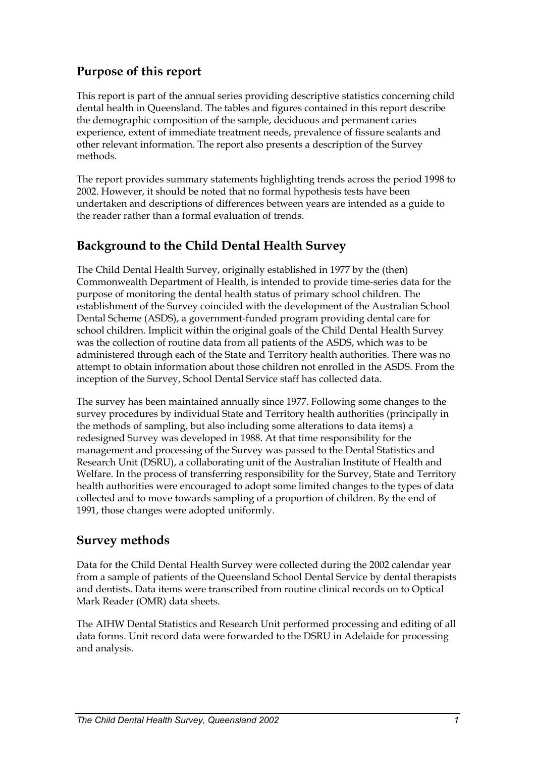## Purpose of this report

This report is part of the annual series providing descriptive statistics concerning child dental health in Queensland. The tables and figures contained in this report describe the demographic composition of the sample, deciduous and permanent caries experience, extent of immediate treatment needs, prevalence of fissure sealants and other relevant information. The report also presents a description of the Survey methods.

The report provides summary statements highlighting trends across the period 1998 to 2002. However, it should be noted that no formal hypothesis tests have been undertaken and descriptions of differences between years are intended as a guide to the reader rather than a formal evaluation of trends.

## Background to the Child Dental Health Survey

The Child Dental Health Survey, originally established in 1977 by the (then) Commonwealth Department of Health, is intended to provide time-series data for the purpose of monitoring the dental health status of primary school children. The establishment of the Survey coincided with the development of the Australian School Dental Scheme (ASDS), a government-funded program providing dental care for school children. Implicit within the original goals of the Child Dental Health Survey was the collection of routine data from all patients of the ASDS, which was to be administered through each of the State and Territory health authorities. There was no attempt to obtain information about those children not enrolled in the ASDS. From the inception of the Survey, School Dental Service staff has collected data.

The survey has been maintained annually since 1977. Following some changes to the survey procedures by individual State and Territory health authorities (principally in the methods of sampling, but also including some alterations to data items) a redesigned Survey was developed in 1988. At that time responsibility for the management and processing of the Survey was passed to the Dental Statistics and Research Unit (DSRU), a collaborating unit of the Australian Institute of Health and Welfare. In the process of transferring responsibility for the Survey, State and Territory health authorities were encouraged to adopt some limited changes to the types of data collected and to move towards sampling of a proportion of children. By the end of 1991, those changes were adopted uniformly.

## Survey methods

Data for the Child Dental Health Survey were collected during the 2002 calendar year from a sample of patients of the Queensland School Dental Service by dental therapists and dentists. Data items were transcribed from routine clinical records on to Optical Mark Reader (OMR) data sheets.

The AIHW Dental Statistics and Research Unit performed processing and editing of all data forms. Unit record data were forwarded to the DSRU in Adelaide for processing and analysis.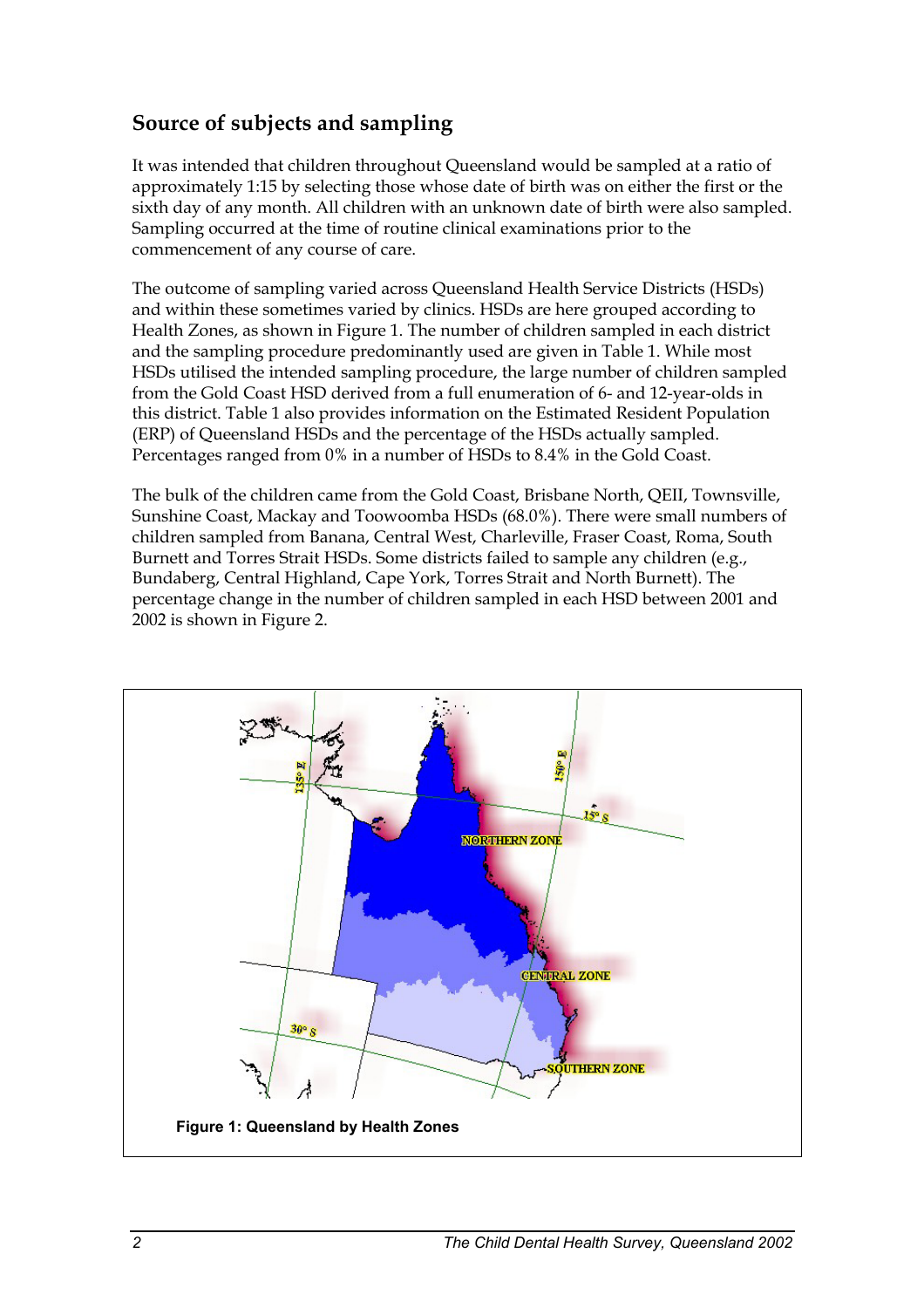## Source of subjects and sampling

It was intended that children throughout Queensland would be sampled at a ratio of approximately 1:15 by selecting those whose date of birth was on either the first or the sixth day of any month. All children with an unknown date of birth were also sampled. Sampling occurred at the time of routine clinical examinations prior to the commencement of any course of care.

The outcome of sampling varied across Queensland Health Service Districts (HSDs) and within these sometimes varied by clinics. HSDs are here grouped according to Health Zones, as shown in Figure 1. The number of children sampled in each district and the sampling procedure predominantly used are given in Table 1. While most HSDs utilised the intended sampling procedure, the large number of children sampled from the Gold Coast HSD derived from a full enumeration of 6- and 12-year-olds in this district. Table 1 also provides information on the Estimated Resident Population (ERP) of Queensland HSDs and the percentage of the HSDs actually sampled. Percentages ranged from 0% in a number of HSDs to 8.4% in the Gold Coast.

The bulk of the children came from the Gold Coast, Brisbane North, QEII, Townsville, Sunshine Coast, Mackay and Toowoomba HSDs (68.0%). There were small numbers of children sampled from Banana, Central West, Charleville, Fraser Coast, Roma, South Burnett and Torres Strait HSDs. Some districts failed to sample any children (e.g., Bundaberg, Central Highland, Cape York, Torres Strait and North Burnett). The percentage change in the number of children sampled in each HSD between 2001 and 2002 is shown in Figure 2.

135° E
150° E
15° S
30° S
NORTHERN ZONE
CENTRAL ZONE
SOUTHERN ZONE

**Figure 1: Queensland by Health Zones**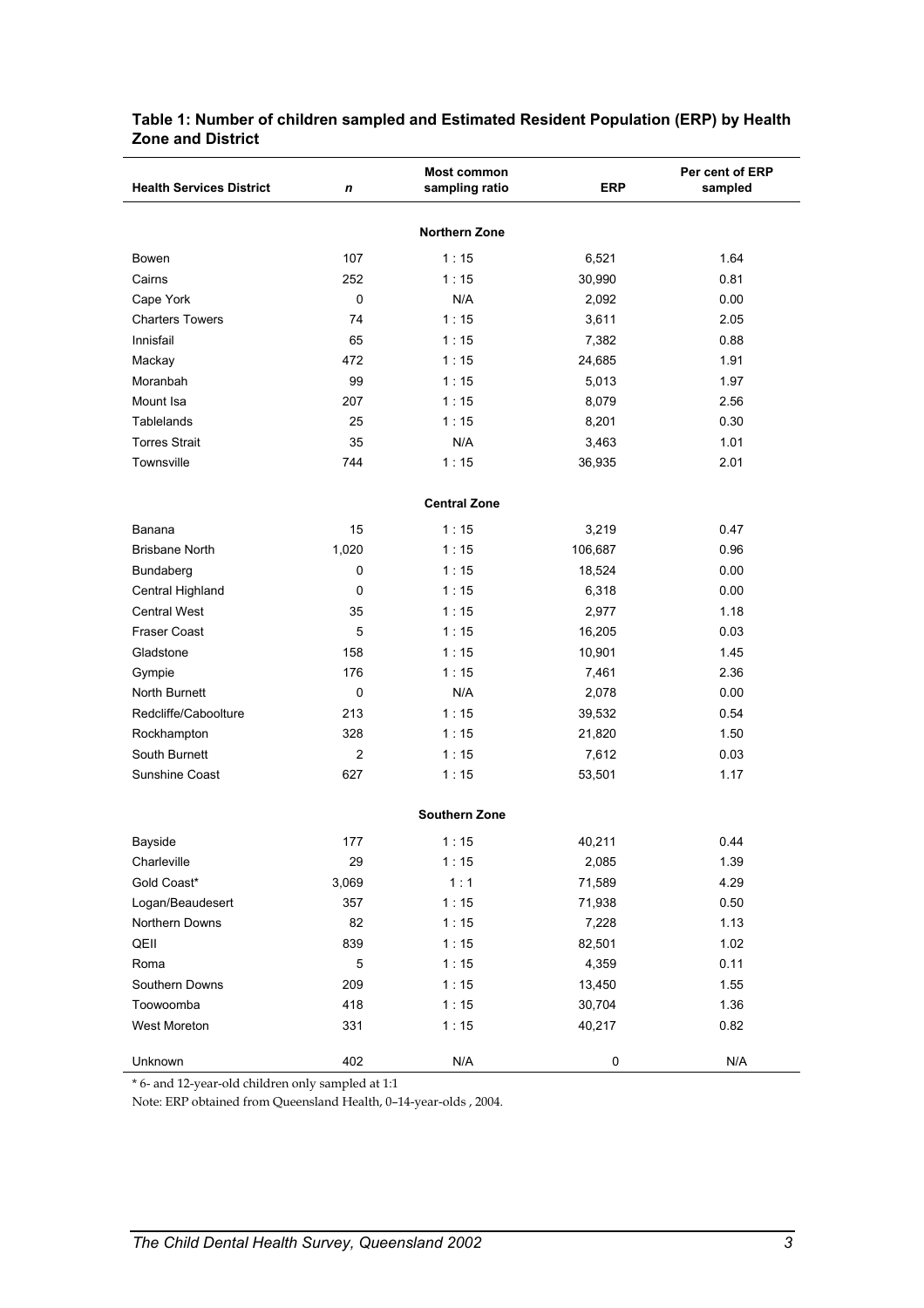**Table 1: Number of children sampled and Estimated Resident Population (ERP) by Health Zone and District**

| Health Services District | *n* | Most common sampling ratio | ERP | Per cent of ERP sampled |
|---|---|---|---|---|
| | | **Northern Zone** | | |
| Bowen | 107 | 1 : 15 | 6,521 | 1.64 |
| Cairns | 252 | 1 : 15 | 30,990 | 0.81 |
| Cape York | 0 | N/A | 2,092 | 0.00 |
| Charters Towers | 74 | 1 : 15 | 3,611 | 2.05 |
| Innisfail | 65 | 1 : 15 | 7,382 | 0.88 |
| Mackay | 472 | 1 : 15 | 24,685 | 1.91 |
| Moranbah | 99 | 1 : 15 | 5,013 | 1.97 |
| Mount Isa | 207 | 1 : 15 | 8,079 | 2.56 |
| Tablelands | 25 | 1 : 15 | 8,201 | 0.30 |
| Torres Strait | 35 | N/A | 3,463 | 1.01 |
| Townsville | 744 | 1 : 15 | 36,935 | 2.01 |
| | | **Central Zone** | | |
| Banana | 15 | 1 : 15 | 3,219 | 0.47 |
| Brisbane North | 1,020 | 1 : 15 | 106,687 | 0.96 |
| Bundaberg | 0 | 1 : 15 | 18,524 | 0.00 |
| Central Highland | 0 | 1 : 15 | 6,318 | 0.00 |
| Central West | 35 | 1 : 15 | 2,977 | 1.18 |
| Fraser Coast | 5 | 1 : 15 | 16,205 | 0.03 |
| Gladstone | 158 | 1 : 15 | 10,901 | 1.45 |
| Gympie | 176 | 1 : 15 | 7,461 | 2.36 |
| North Burnett | 0 | N/A | 2,078 | 0.00 |
| Redcliffe/Caboolture | 213 | 1 : 15 | 39,532 | 0.54 |
| Rockhampton | 328 | 1 : 15 | 21,820 | 1.50 |
| South Burnett | 2 | 1 : 15 | 7,612 | 0.03 |
| Sunshine Coast | 627 | 1 : 15 | 53,501 | 1.17 |
| | | **Southern Zone** | | |
| Bayside | 177 | 1 : 15 | 40,211 | 0.44 |
| Charleville | 29 | 1 : 15 | 2,085 | 1.39 |
| Gold Coast* | 3,069 | 1 : 1 | 71,589 | 4.29 |
| Logan/Beaudesert | 357 | 1 : 15 | 71,938 | 0.50 |
| Northern Downs | 82 | 1 : 15 | 7,228 | 1.13 |
| QEII | 839 | 1 : 15 | 82,501 | 1.02 |
| Roma | 5 | 1 : 15 | 4,359 | 0.11 |
| Southern Downs | 209 | 1 : 15 | 13,450 | 1.55 |
| Toowoomba | 418 | 1 : 15 | 30,704 | 1.36 |
| West Moreton | 331 | 1 : 15 | 40,217 | 0.82 |
| Unknown | 402 | N/A | 0 | N/A |

\* 6- and 12-year-old children only sampled at 1:1

Note: ERP obtained from Queensland Health, 0–14-year-olds , 2004.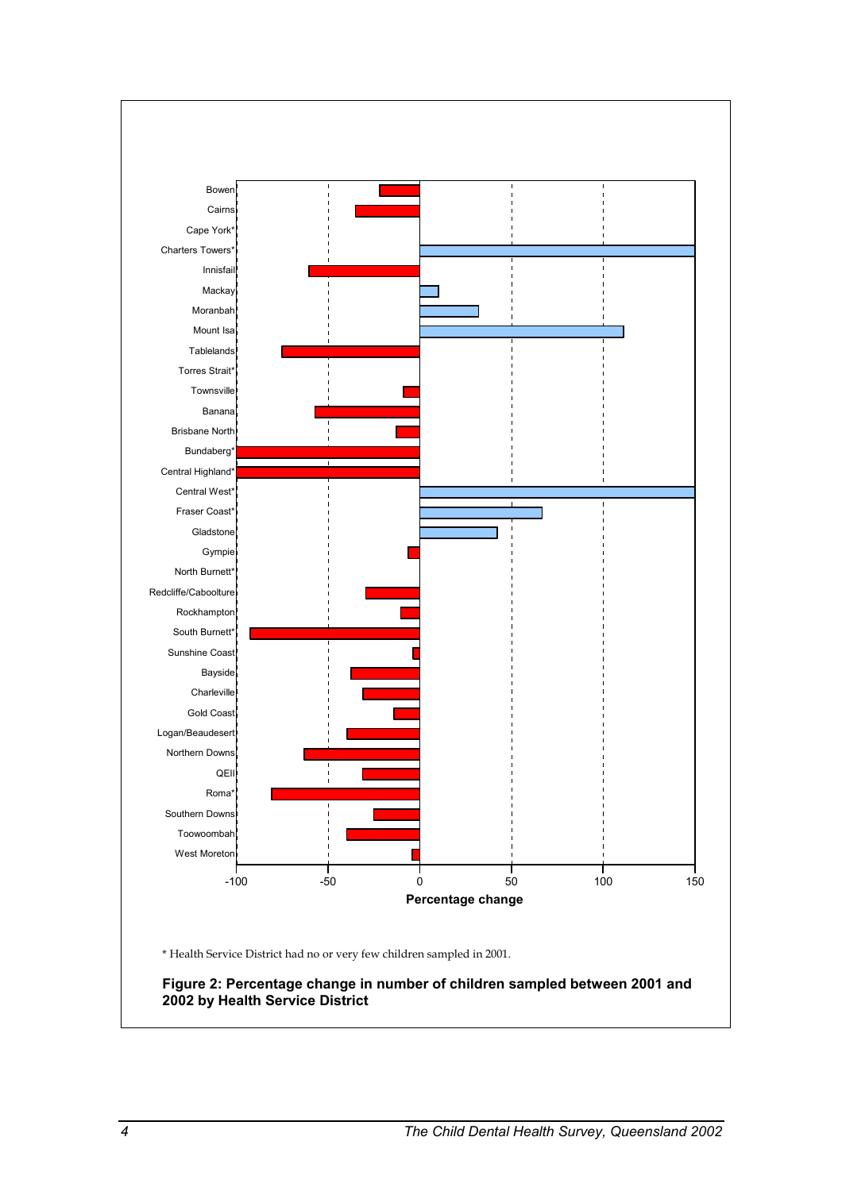Bowen
Cairns
Cape York*
Charters Towers*
Innisfail
Mackay
Moranbah
Mount Isa
Tablelands
Torres Strait*
Townsville
Banana
Brisbane North
Bundaberg*
Central Highland*
Central West*
Fraser Coast*
Gladstone
Gympie
North Burnett*
Redcliffe/Caboolture
Rockhampton
South Burnett*
Sunshine Coast
Bayside
Charleville
Gold Coast
Logan/Beaudesert
Northern Downs
QEII
Roma*
Southern Downs
Toowoombah
West Moreton

-100 -50 0 50 100 150

**Percentage change**

* Health Service District had no or very few children sampled in 2001.

**Figure 2: Percentage change in number of children sampled between 2001 and 2002 by Health Service District**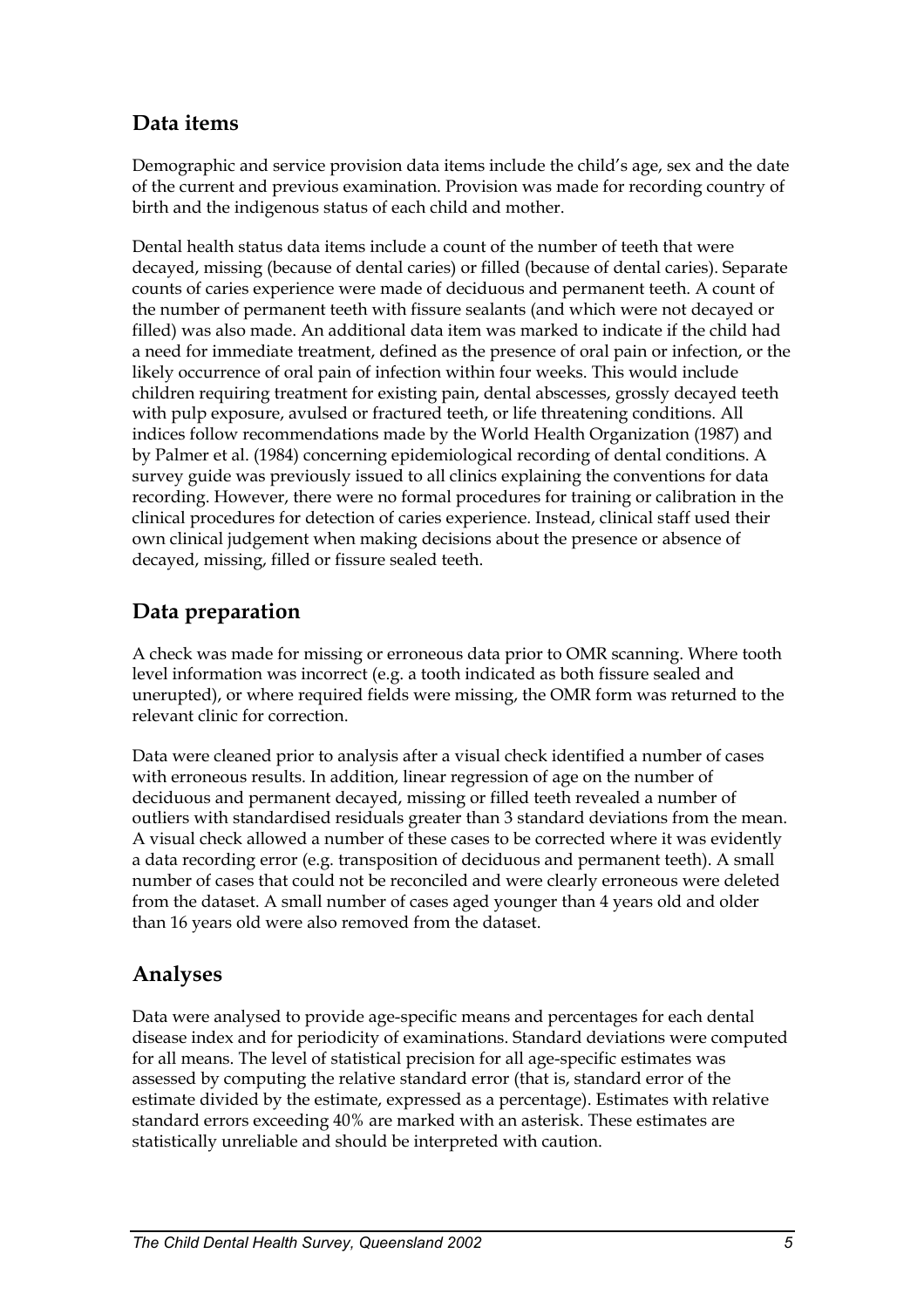## Data items

Demographic and service provision data items include the child's age, sex and the date of the current and previous examination. Provision was made for recording country of birth and the indigenous status of each child and mother.

Dental health status data items include a count of the number of teeth that were decayed, missing (because of dental caries) or filled (because of dental caries). Separate counts of caries experience were made of deciduous and permanent teeth. A count of the number of permanent teeth with fissure sealants (and which were not decayed or filled) was also made. An additional data item was marked to indicate if the child had a need for immediate treatment, defined as the presence of oral pain or infection, or the likely occurrence of oral pain of infection within four weeks. This would include children requiring treatment for existing pain, dental abscesses, grossly decayed teeth with pulp exposure, avulsed or fractured teeth, or life threatening conditions. All indices follow recommendations made by the World Health Organization (1987) and by Palmer et al. (1984) concerning epidemiological recording of dental conditions. A survey guide was previously issued to all clinics explaining the conventions for data recording. However, there were no formal procedures for training or calibration in the clinical procedures for detection of caries experience. Instead, clinical staff used their own clinical judgement when making decisions about the presence or absence of decayed, missing, filled or fissure sealed teeth.

## Data preparation

A check was made for missing or erroneous data prior to OMR scanning. Where tooth level information was incorrect (e.g. a tooth indicated as both fissure sealed and unerupted), or where required fields were missing, the OMR form was returned to the relevant clinic for correction.

Data were cleaned prior to analysis after a visual check identified a number of cases with erroneous results. In addition, linear regression of age on the number of deciduous and permanent decayed, missing or filled teeth revealed a number of outliers with standardised residuals greater than 3 standard deviations from the mean. A visual check allowed a number of these cases to be corrected where it was evidently a data recording error (e.g. transposition of deciduous and permanent teeth). A small number of cases that could not be reconciled and were clearly erroneous were deleted from the dataset. A small number of cases aged younger than 4 years old and older than 16 years old were also removed from the dataset.

## Analyses

Data were analysed to provide age-specific means and percentages for each dental disease index and for periodicity of examinations. Standard deviations were computed for all means. The level of statistical precision for all age-specific estimates was assessed by computing the relative standard error (that is, standard error of the estimate divided by the estimate, expressed as a percentage). Estimates with relative standard errors exceeding 40% are marked with an asterisk. These estimates are statistically unreliable and should be interpreted with caution.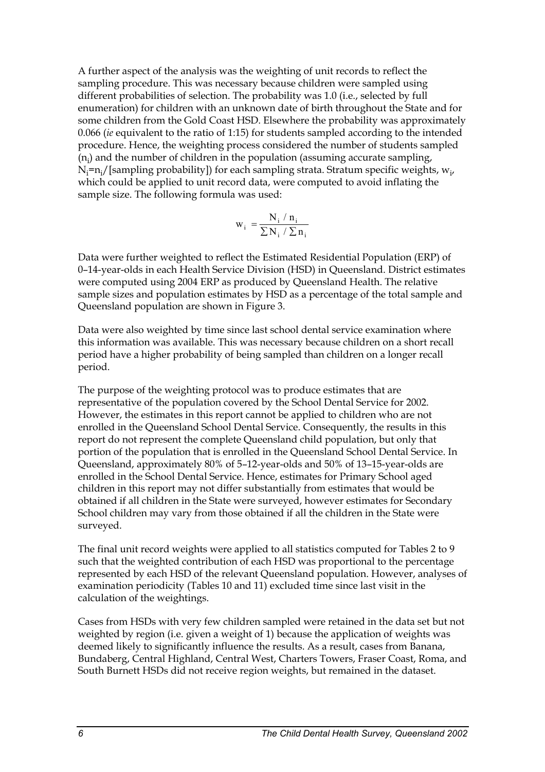A further aspect of the analysis was the weighting of unit records to reflect the sampling procedure. This was necessary because children were sampled using different probabilities of selection. The probability was 1.0 (i.e., selected by full enumeration) for children with an unknown date of birth throughout the State and for some children from the Gold Coast HSD. Elsewhere the probability was approximately 0.066 (*ie* equivalent to the ratio of 1:15) for students sampled according to the intended procedure. Hence, the weighting process considered the number of students sampled ($n_i$) and the number of children in the population (assuming accurate sampling, $N_i = n_i/[\text{sampling probability}]$) for each sampling strata. Stratum specific weights, $w_i$, which could be applied to unit record data, were computed to avoid inflating the sample size. The following formula was used:

$$w_i = \frac{N_i / n_i}{\sum N_i / \sum n_i}$$

Data were further weighted to reflect the Estimated Residential Population (ERP) of 0–14-year-olds in each Health Service Division (HSD) in Queensland. District estimates were computed using 2004 ERP as produced by Queensland Health. The relative sample sizes and population estimates by HSD as a percentage of the total sample and Queensland population are shown in Figure 3.

Data were also weighted by time since last school dental service examination where this information was available. This was necessary because children on a short recall period have a higher probability of being sampled than children on a longer recall period.

The purpose of the weighting protocol was to produce estimates that are representative of the population covered by the School Dental Service for 2002. However, the estimates in this report cannot be applied to children who are not enrolled in the Queensland School Dental Service. Consequently, the results in this report do not represent the complete Queensland child population, but only that portion of the population that is enrolled in the Queensland School Dental Service. In Queensland, approximately 80% of 5–12-year-olds and 50% of 13–15-year-olds are enrolled in the School Dental Service. Hence, estimates for Primary School aged children in this report may not differ substantially from estimates that would be obtained if all children in the State were surveyed, however estimates for Secondary School children may vary from those obtained if all the children in the State were surveyed.

The final unit record weights were applied to all statistics computed for Tables 2 to 9 such that the weighted contribution of each HSD was proportional to the percentage represented by each HSD of the relevant Queensland population. However, analyses of examination periodicity (Tables 10 and 11) excluded time since last visit in the calculation of the weightings.

Cases from HSDs with very few children sampled were retained in the data set but not weighted by region (i.e. given a weight of 1) because the application of weights was deemed likely to significantly influence the results. As a result, cases from Banana, Bundaberg, Central Highland, Central West, Charters Towers, Fraser Coast, Roma, and South Burnett HSDs did not receive region weights, but remained in the dataset.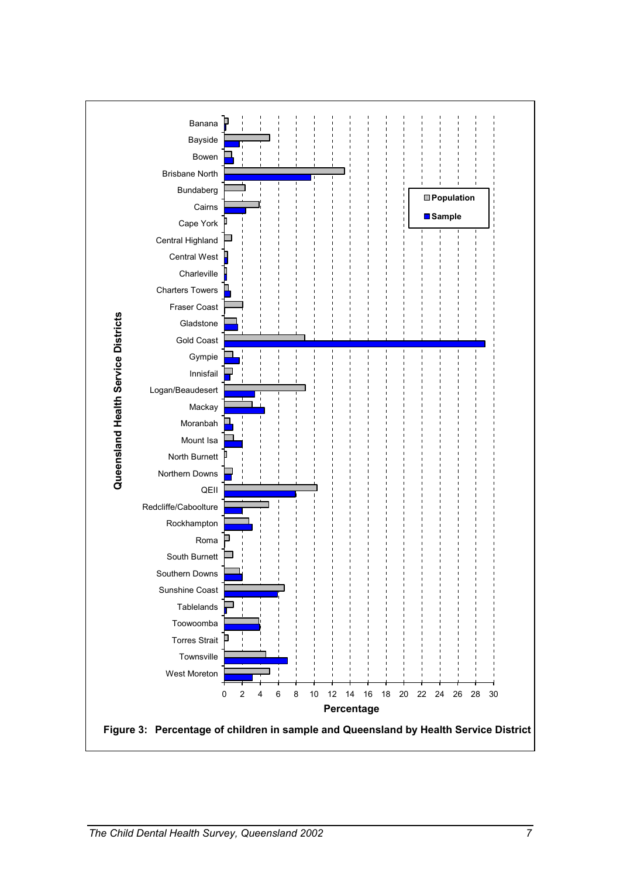Queensland Health Service Districts

Banana
Bayside
Bowen
Brisbane North
Bundaberg
Cairns
Cape York
Central Highland
Central West
Charleville
Charters Towers
Fraser Coast
Gladstone
Gold Coast
Gympie
Innisfail
Logan/Beaudesert
Mackay
Moranbah
Mount Isa
North Burnett
Northern Downs
QEII
Redcliffe/Caboolture
Rockhampton
Roma
South Burnett
Southern Downs
Sunshine Coast
Tablelands
Toowoomba
Torres Strait
Townsville
West Moreton

Population
Sample

0 2 4 6 8 10 12 14 16 18 20 22 24 26 28 30

Percentage

**Figure 3: Percentage of children in sample and Queensland by Health Service District**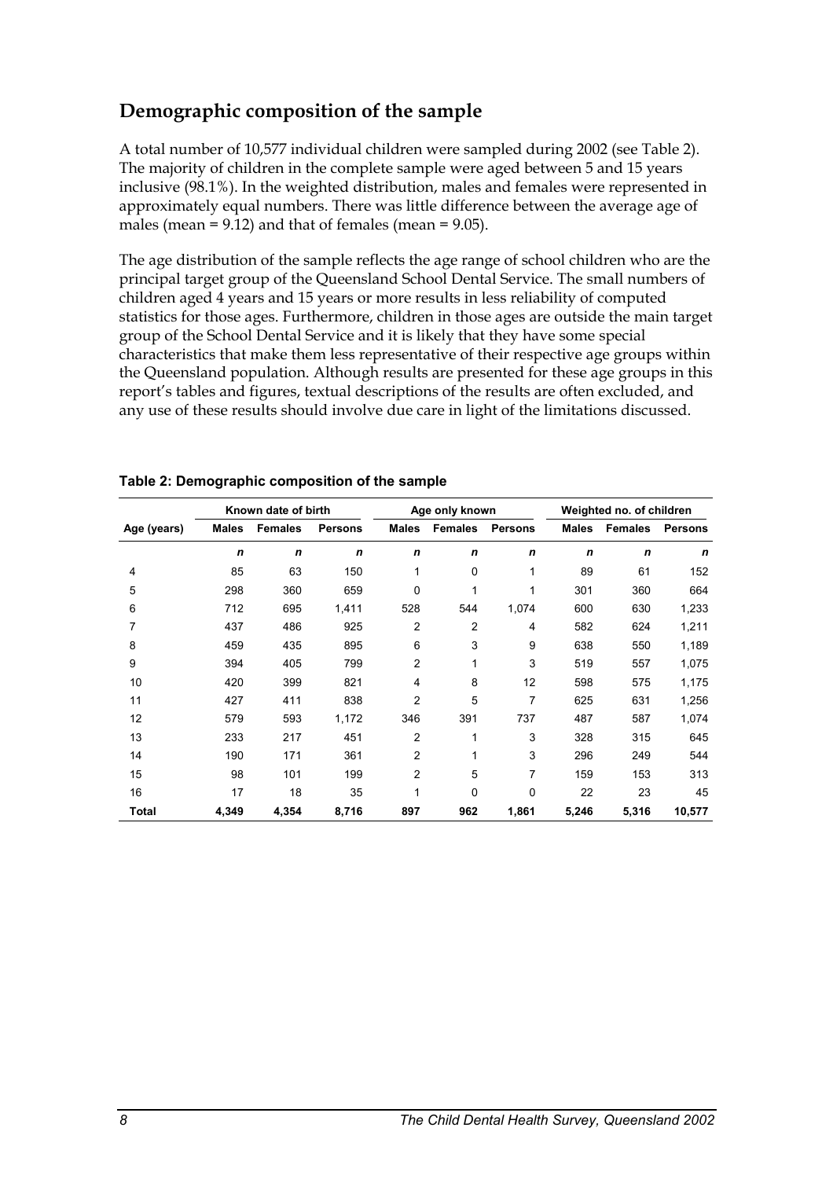## Demographic composition of the sample

A total number of 10,577 individual children were sampled during 2002 (see Table 2). The majority of children in the complete sample were aged between 5 and 15 years inclusive (98.1%). In the weighted distribution, males and females were represented in approximately equal numbers. There was little difference between the average age of males (mean = 9.12) and that of females (mean = 9.05).

The age distribution of the sample reflects the age range of school children who are the principal target group of the Queensland School Dental Service. The small numbers of children aged 4 years and 15 years or more results in less reliability of computed statistics for those ages. Furthermore, children in those ages are outside the main target group of the School Dental Service and it is likely that they have some special characteristics that make them less representative of their respective age groups within the Queensland population. Although results are presented for these age groups in this report's tables and figures, textual descriptions of the results are often excluded, and any use of these results should involve due care in light of the limitations discussed.

**Table 2: Demographic composition of the sample**

| | Known date of birth | | | Age only known | | | Weighted no. of children | | |
|---|---|---|---|---|---|---|---|---|---|
| Age (years) | Males | Females | Persons | Males | Females | Persons | Males | Females | Persons |
| | *n* | *n* | *n* | *n* | *n* | *n* | *n* | *n* | *n* |
| 4 | 85 | 63 | 150 | 1 | 0 | 1 | 89 | 61 | 152 |
| 5 | 298 | 360 | 659 | 0 | 1 | 1 | 301 | 360 | 664 |
| 6 | 712 | 695 | 1,411 | 528 | 544 | 1,074 | 600 | 630 | 1,233 |
| 7 | 437 | 486 | 925 | 2 | 2 | 4 | 582 | 624 | 1,211 |
| 8 | 459 | 435 | 895 | 6 | 3 | 9 | 638 | 550 | 1,189 |
| 9 | 394 | 405 | 799 | 2 | 1 | 3 | 519 | 557 | 1,075 |
| 10 | 420 | 399 | 821 | 4 | 8 | 12 | 598 | 575 | 1,175 |
| 11 | 427 | 411 | 838 | 2 | 5 | 7 | 625 | 631 | 1,256 |
| 12 | 579 | 593 | 1,172 | 346 | 391 | 737 | 487 | 587 | 1,074 |
| 13 | 233 | 217 | 451 | 2 | 1 | 3 | 328 | 315 | 645 |
| 14 | 190 | 171 | 361 | 2 | 1 | 3 | 296 | 249 | 544 |
| 15 | 98 | 101 | 199 | 2 | 5 | 7 | 159 | 153 | 313 |
| 16 | 17 | 18 | 35 | 1 | 0 | 0 | 22 | 23 | 45 |
| **Total** | **4,349** | **4,354** | **8,716** | **897** | **962** | **1,861** | **5,246** | **5,316** | **10,577** |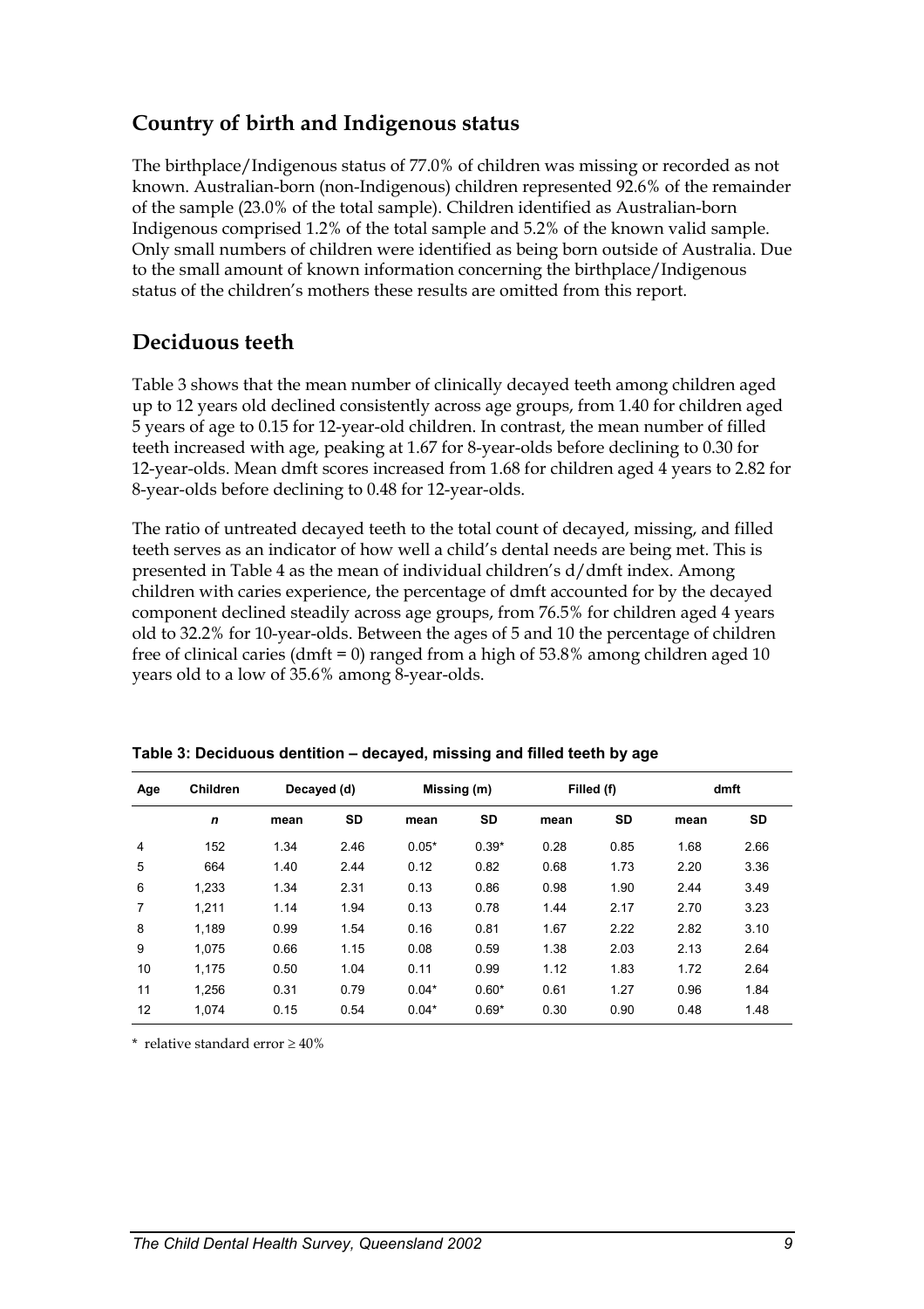## Country of birth and Indigenous status

The birthplace/Indigenous status of 77.0% of children was missing or recorded as not known. Australian-born (non-Indigenous) children represented 92.6% of the remainder of the sample (23.0% of the total sample). Children identified as Australian-born Indigenous comprised 1.2% of the total sample and 5.2% of the known valid sample. Only small numbers of children were identified as being born outside of Australia. Due to the small amount of known information concerning the birthplace/Indigenous status of the children's mothers these results are omitted from this report.

## Deciduous teeth

Table 3 shows that the mean number of clinically decayed teeth among children aged up to 12 years old declined consistently across age groups, from 1.40 for children aged 5 years of age to 0.15 for 12-year-old children. In contrast, the mean number of filled teeth increased with age, peaking at 1.67 for 8-year-olds before declining to 0.30 for 12-year-olds. Mean dmft scores increased from 1.68 for children aged 4 years to 2.82 for 8-year-olds before declining to 0.48 for 12-year-olds.

The ratio of untreated decayed teeth to the total count of decayed, missing, and filled teeth serves as an indicator of how well a child's dental needs are being met. This is presented in Table 4 as the mean of individual children's d/dmft index. Among children with caries experience, the percentage of dmft accounted for by the decayed component declined steadily across age groups, from 76.5% for children aged 4 years old to 32.2% for 10-year-olds. Between the ages of 5 and 10 the percentage of children free of clinical caries (dmft = 0) ranged from a high of 53.8% among children aged 10 years old to a low of 35.6% among 8-year-olds.

**Table 3: Deciduous dentition – decayed, missing and filled teeth by age**

| Age | Children | Decayed (d) | | Missing (m) | | Filled (f) | | dmft | |
|---|---|---|---|---|---|---|---|---|---|
| | *n* | mean | SD | mean | SD | mean | SD | mean | SD |
| 4 | 152 | 1.34 | 2.46 | 0.05* | 0.39* | 0.28 | 0.85 | 1.68 | 2.66 |
| 5 | 664 | 1.40 | 2.44 | 0.12 | 0.82 | 0.68 | 1.73 | 2.20 | 3.36 |
| 6 | 1,233 | 1.34 | 2.31 | 0.13 | 0.86 | 0.98 | 1.90 | 2.44 | 3.49 |
| 7 | 1,211 | 1.14 | 1.94 | 0.13 | 0.78 | 1.44 | 2.17 | 2.70 | 3.23 |
| 8 | 1,189 | 0.99 | 1.54 | 0.16 | 0.81 | 1.67 | 2.22 | 2.82 | 3.10 |
| 9 | 1,075 | 0.66 | 1.15 | 0.08 | 0.59 | 1.38 | 2.03 | 2.13 | 2.64 |
| 10 | 1,175 | 0.50 | 1.04 | 0.11 | 0.99 | 1.12 | 1.83 | 1.72 | 2.64 |
| 11 | 1,256 | 0.31 | 0.79 | 0.04* | 0.60* | 0.61 | 1.27 | 0.96 | 1.84 |
| 12 | 1,074 | 0.15 | 0.54 | 0.04* | 0.69* | 0.30 | 0.90 | 0.48 | 1.48 |

\* relative standard error ≥ 40%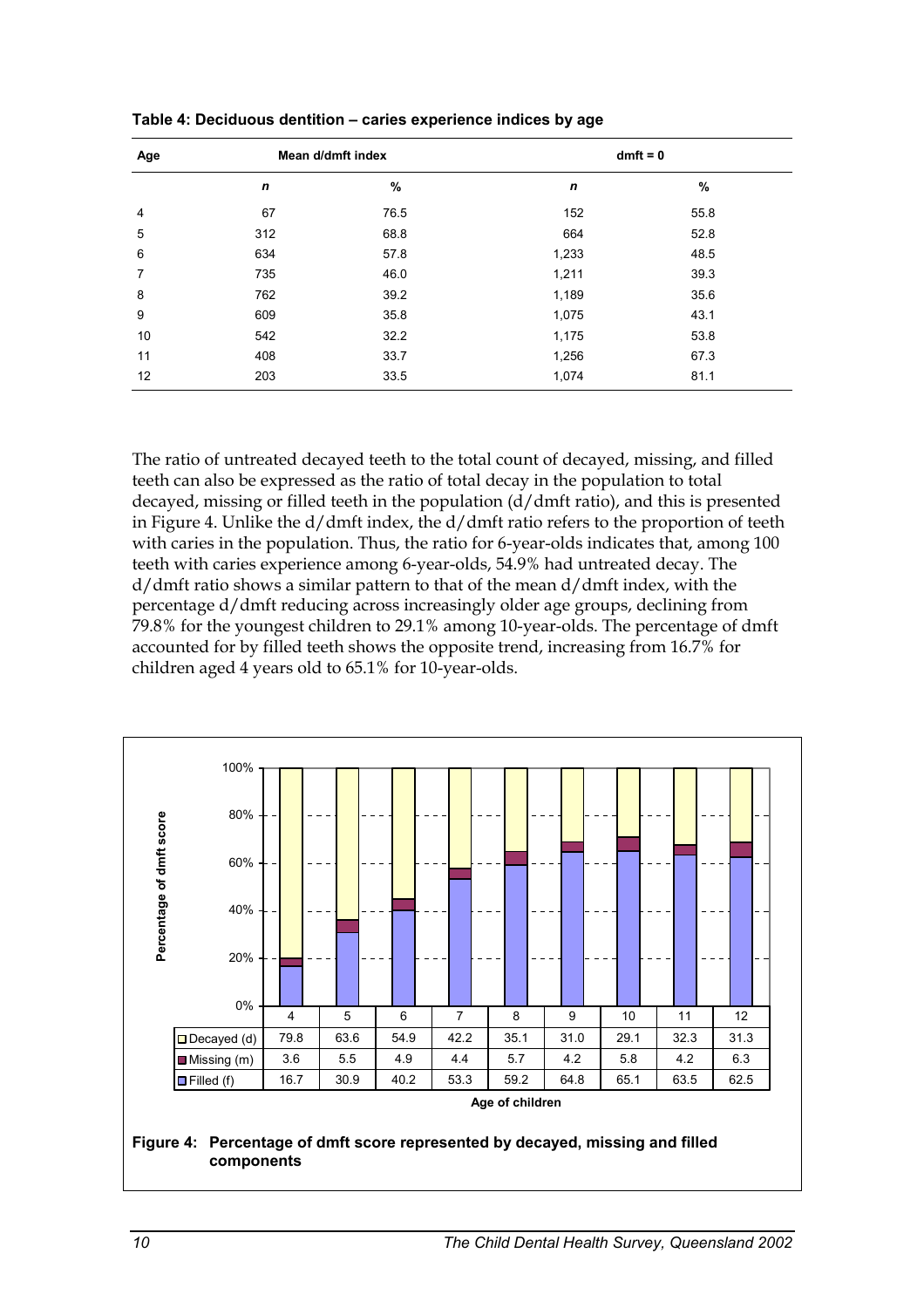**Table 4: Deciduous dentition – caries experience indices by age**

| Age | Mean d/dmft index | | dmft = 0 | |
|---|---|---|---|---|
| | *n* | % | *n* | % |
| 4 | 67 | 76.5 | 152 | 55.8 |
| 5 | 312 | 68.8 | 664 | 52.8 |
| 6 | 634 | 57.8 | 1,233 | 48.5 |
| 7 | 735 | 46.0 | 1,211 | 39.3 |
| 8 | 762 | 39.2 | 1,189 | 35.6 |
| 9 | 609 | 35.8 | 1,075 | 43.1 |
| 10 | 542 | 32.2 | 1,175 | 53.8 |
| 11 | 408 | 33.7 | 1,256 | 67.3 |
| 12 | 203 | 33.5 | 1,074 | 81.1 |

The ratio of untreated decayed teeth to the total count of decayed, missing, and filled teeth can also be expressed as the ratio of total decay in the population to total decayed, missing or filled teeth in the population (d/dmft ratio), and this is presented in Figure 4. Unlike the d/dmft index, the d/dmft ratio refers to the proportion of teeth with caries in the population. Thus, the ratio for 6-year-olds indicates that, among 100 teeth with caries experience among 6-year-olds, 54.9% had untreated decay. The d/dmft ratio shows a similar pattern to that of the mean d/dmft index, with the percentage d/dmft reducing across increasingly older age groups, declining from 79.8% for the youngest children to 29.1% among 10-year-olds. The percentage of dmft accounted for by filled teeth shows the opposite trend, increasing from 16.7% for children aged 4 years old to 65.1% for 10-year-olds.

Percentage of dmft score

100%
80%
60%
40%
20%
0%

Age of children: 4, 5, 6, 7, 8, 9, 10, 11, 12

Decayed (d): 79.8, 63.6, 54.9, 42.2, 35.1, 31.0, 29.1, 32.3, 31.3

Missing (m): 3.6, 5.5, 4.9, 4.4, 5.7, 4.2, 5.8, 4.2, 6.3

Filled (f): 16.7, 30.9, 40.2, 53.3, 59.2, 64.8, 65.1, 63.5, 62.5

**Figure 4: Percentage of dmft score represented by decayed, missing and filled components**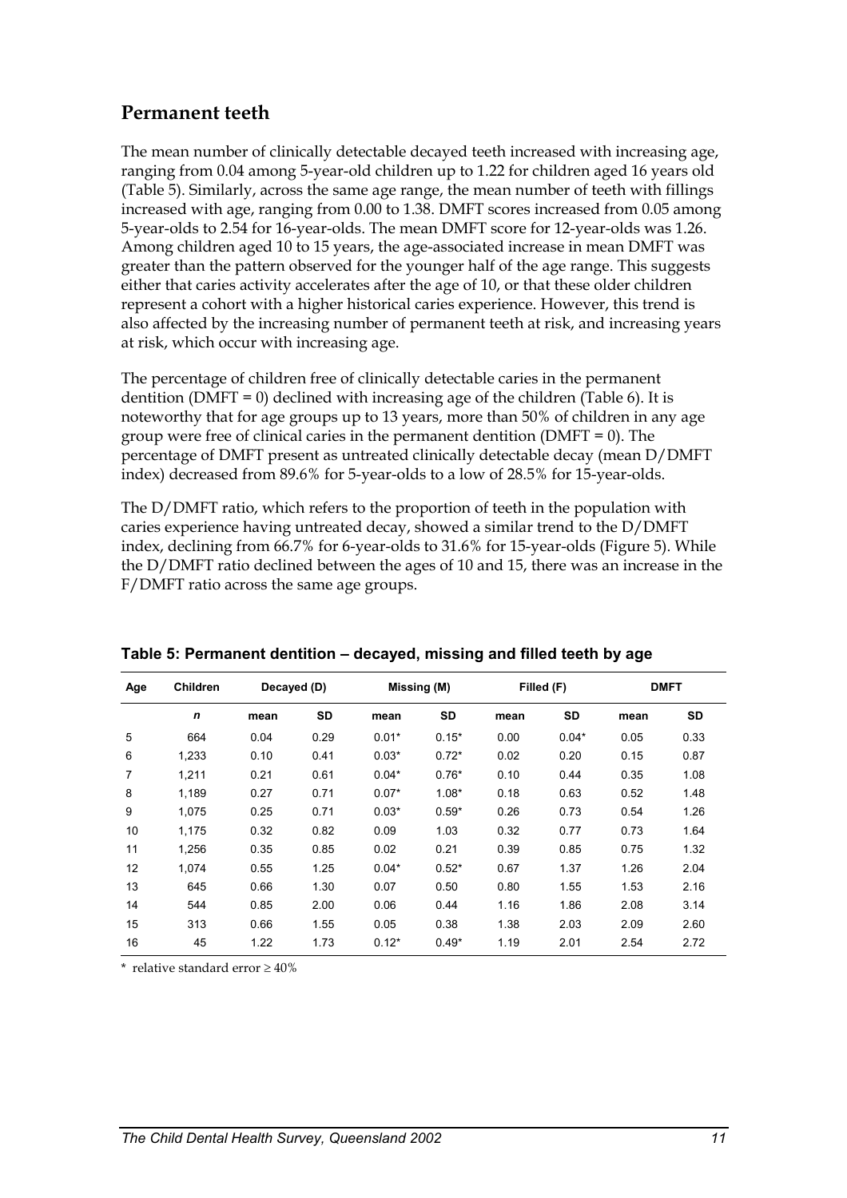## Permanent teeth

The mean number of clinically detectable decayed teeth increased with increasing age, ranging from 0.04 among 5-year-old children up to 1.22 for children aged 16 years old (Table 5). Similarly, across the same age range, the mean number of teeth with fillings increased with age, ranging from 0.00 to 1.38. DMFT scores increased from 0.05 among 5-year-olds to 2.54 for 16-year-olds. The mean DMFT score for 12-year-olds was 1.26. Among children aged 10 to 15 years, the age-associated increase in mean DMFT was greater than the pattern observed for the younger half of the age range. This suggests either that caries activity accelerates after the age of 10, or that these older children represent a cohort with a higher historical caries experience. However, this trend is also affected by the increasing number of permanent teeth at risk, and increasing years at risk, which occur with increasing age.

The percentage of children free of clinically detectable caries in the permanent dentition (DMFT = 0) declined with increasing age of the children (Table 6). It is noteworthy that for age groups up to 13 years, more than 50% of children in any age group were free of clinical caries in the permanent dentition (DMFT = 0). The percentage of DMFT present as untreated clinically detectable decay (mean D/DMFT index) decreased from 89.6% for 5-year-olds to a low of 28.5% for 15-year-olds.

The D/DMFT ratio, which refers to the proportion of teeth in the population with caries experience having untreated decay, showed a similar trend to the D/DMFT index, declining from 66.7% for 6-year-olds to 31.6% for 15-year-olds (Figure 5). While the D/DMFT ratio declined between the ages of 10 and 15, there was an increase in the F/DMFT ratio across the same age groups.

**Table 5: Permanent dentition – decayed, missing and filled teeth by age**

| Age | Children | Decayed (D) | | Missing (M) | | Filled (F) | | DMFT | |
|---|---|---|---|---|---|---|---|---|---|
| | *n* | mean | SD | mean | SD | mean | SD | mean | SD |
| 5 | 664 | 0.04 | 0.29 | 0.01* | 0.15* | 0.00 | 0.04* | 0.05 | 0.33 |
| 6 | 1,233 | 0.10 | 0.41 | 0.03* | 0.72* | 0.02 | 0.20 | 0.15 | 0.87 |
| 7 | 1,211 | 0.21 | 0.61 | 0.04* | 0.76* | 0.10 | 0.44 | 0.35 | 1.08 |
| 8 | 1,189 | 0.27 | 0.71 | 0.07* | 1.08* | 0.18 | 0.63 | 0.52 | 1.48 |
| 9 | 1,075 | 0.25 | 0.71 | 0.03* | 0.59* | 0.26 | 0.73 | 0.54 | 1.26 |
| 10 | 1,175 | 0.32 | 0.82 | 0.09 | 1.03 | 0.32 | 0.77 | 0.73 | 1.64 |
| 11 | 1,256 | 0.35 | 0.85 | 0.02 | 0.21 | 0.39 | 0.85 | 0.75 | 1.32 |
| 12 | 1,074 | 0.55 | 1.25 | 0.04* | 0.52* | 0.67 | 1.37 | 1.26 | 2.04 |
| 13 | 645 | 0.66 | 1.30 | 0.07 | 0.50 | 0.80 | 1.55 | 1.53 | 2.16 |
| 14 | 544 | 0.85 | 2.00 | 0.06 | 0.44 | 1.16 | 1.86 | 2.08 | 3.14 |
| 15 | 313 | 0.66 | 1.55 | 0.05 | 0.38 | 1.38 | 2.03 | 2.09 | 2.60 |
| 16 | 45 | 1.22 | 1.73 | 0.12* | 0.49* | 1.19 | 2.01 | 2.54 | 2.72 |

\* relative standard error ≥ 40%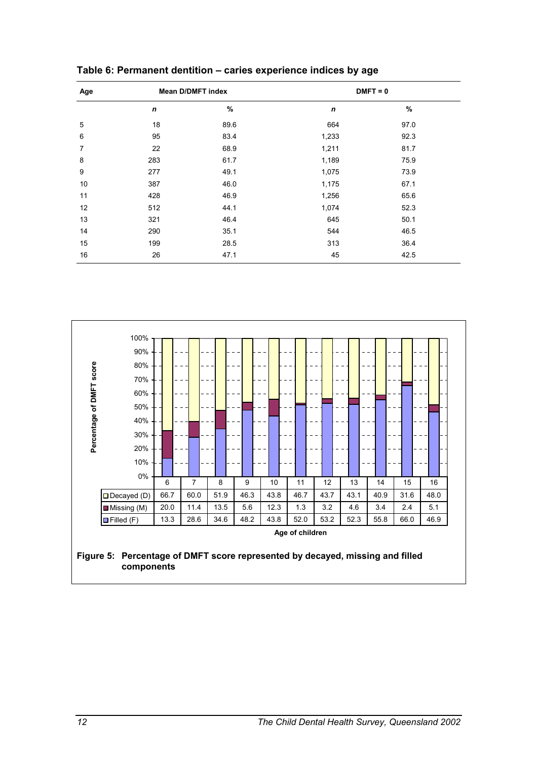**Table 6: Permanent dentition – caries experience indices by age**

| Age | Mean D/DMFT index | | DMFT = 0 | |
|---|---|---|---|---|
| | *n* | % | *n* | % |
| 5 | 18 | 89.6 | 664 | 97.0 |
| 6 | 95 | 83.4 | 1,233 | 92.3 |
| 7 | 22 | 68.9 | 1,211 | 81.7 |
| 8 | 283 | 61.7 | 1,189 | 75.9 |
| 9 | 277 | 49.1 | 1,075 | 73.9 |
| 10 | 387 | 46.0 | 1,175 | 67.1 |
| 11 | 428 | 46.9 | 1,256 | 65.6 |
| 12 | 512 | 44.1 | 1,074 | 52.3 |
| 13 | 321 | 46.4 | 645 | 50.1 |
| 14 | 290 | 35.1 | 544 | 46.5 |
| 15 | 199 | 28.5 | 313 | 36.4 |
| 16 | 26 | 47.1 | 45 | 42.5 |

Percentage of DMFT score

100%
90%
80%
70%
60%
50%
40%
30%
20%
10%
0%

6 7 8 9 10 11 12 13 14 15 16

Decayed (D) 66.7 60.0 51.9 46.3 43.8 46.7 43.7 43.1 40.9 31.6 48.0

Missing (M) 20.0 11.4 13.5 5.6 12.3 1.3 3.2 4.6 3.4 2.4 5.1

Filled (F) 13.3 28.6 34.6 48.2 43.8 52.0 53.2 52.3 55.8 66.0 46.9

Age of children

**Figure 5: Percentage of DMFT score represented by decayed, missing and filled components**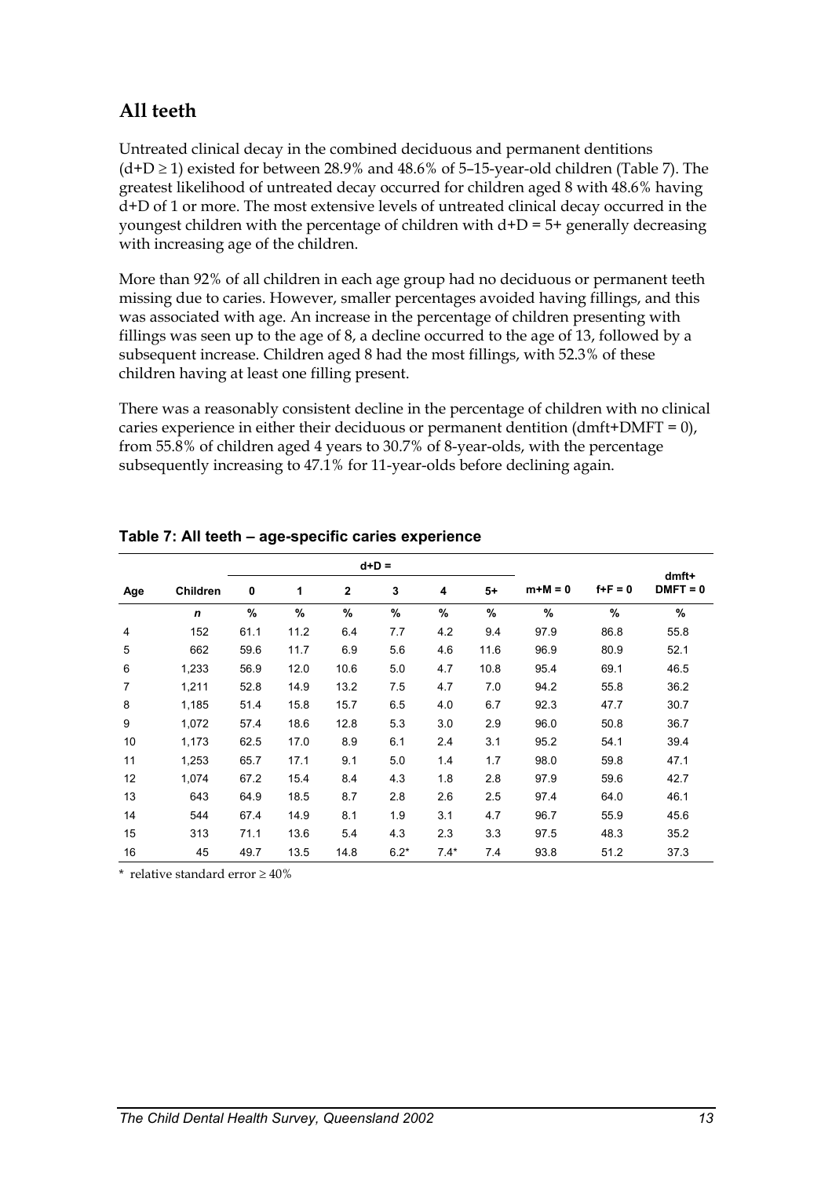## All teeth

Untreated clinical decay in the combined deciduous and permanent dentitions ($d+D \geq 1$) existed for between 28.9% and 48.6% of 5–15-year-old children (Table 7). The greatest likelihood of untreated decay occurred for children aged 8 with 48.6% having d+D of 1 or more. The most extensive levels of untreated clinical decay occurred in the youngest children with the percentage of children with d+D = 5+ generally decreasing with increasing age of the children.

More than 92% of all children in each age group had no deciduous or permanent teeth missing due to caries. However, smaller percentages avoided having fillings, and this was associated with age. An increase in the percentage of children presenting with fillings was seen up to the age of 8, a decline occurred to the age of 13, followed by a subsequent increase. Children aged 8 had the most fillings, with 52.3% of these children having at least one filling present.

There was a reasonably consistent decline in the percentage of children with no clinical caries experience in either their deciduous or permanent dentition (dmft+DMFT = 0), from 55.8% of children aged 4 years to 30.7% of 8-year-olds, with the percentage subsequently increasing to 47.1% for 11-year-olds before declining again.

**Table 7: All teeth – age-specific caries experience**

| | | d+D = | | | | | | | | |
|---|---|---|---|---|---|---|---|---|---|---|
| **Age** | **Children** | **0** | **1** | **2** | **3** | **4** | **5+** | **m+M = 0** | **f+F = 0** | **dmft+ DMFT = 0** |
| | *n* | % | % | % | % | % | % | % | % | % |
| 4 | 152 | 61.1 | 11.2 | 6.4 | 7.7 | 4.2 | 9.4 | 97.9 | 86.8 | 55.8 |
| 5 | 662 | 59.6 | 11.7 | 6.9 | 5.6 | 4.6 | 11.6 | 96.9 | 80.9 | 52.1 |
| 6 | 1,233 | 56.9 | 12.0 | 10.6 | 5.0 | 4.7 | 10.8 | 95.4 | 69.1 | 46.5 |
| 7 | 1,211 | 52.8 | 14.9 | 13.2 | 7.5 | 4.7 | 7.0 | 94.2 | 55.8 | 36.2 |
| 8 | 1,185 | 51.4 | 15.8 | 15.7 | 6.5 | 4.0 | 6.7 | 92.3 | 47.7 | 30.7 |
| 9 | 1,072 | 57.4 | 18.6 | 12.8 | 5.3 | 3.0 | 2.9 | 96.0 | 50.8 | 36.7 |
| 10 | 1,173 | 62.5 | 17.0 | 8.9 | 6.1 | 2.4 | 3.1 | 95.2 | 54.1 | 39.4 |
| 11 | 1,253 | 65.7 | 17.1 | 9.1 | 5.0 | 1.4 | 1.7 | 98.0 | 59.8 | 47.1 |
| 12 | 1,074 | 67.2 | 15.4 | 8.4 | 4.3 | 1.8 | 2.8 | 97.9 | 59.6 | 42.7 |
| 13 | 643 | 64.9 | 18.5 | 8.7 | 2.8 | 2.6 | 2.5 | 97.4 | 64.0 | 46.1 |
| 14 | 544 | 67.4 | 14.9 | 8.1 | 1.9 | 3.1 | 4.7 | 96.7 | 55.9 | 45.6 |
| 15 | 313 | 71.1 | 13.6 | 5.4 | 4.3 | 2.3 | 3.3 | 97.5 | 48.3 | 35.2 |
| 16 | 45 | 49.7 | 13.5 | 14.8 | 6.2* | 7.4* | 7.4 | 93.8 | 51.2 | 37.3 |

\* relative standard error ≥ 40%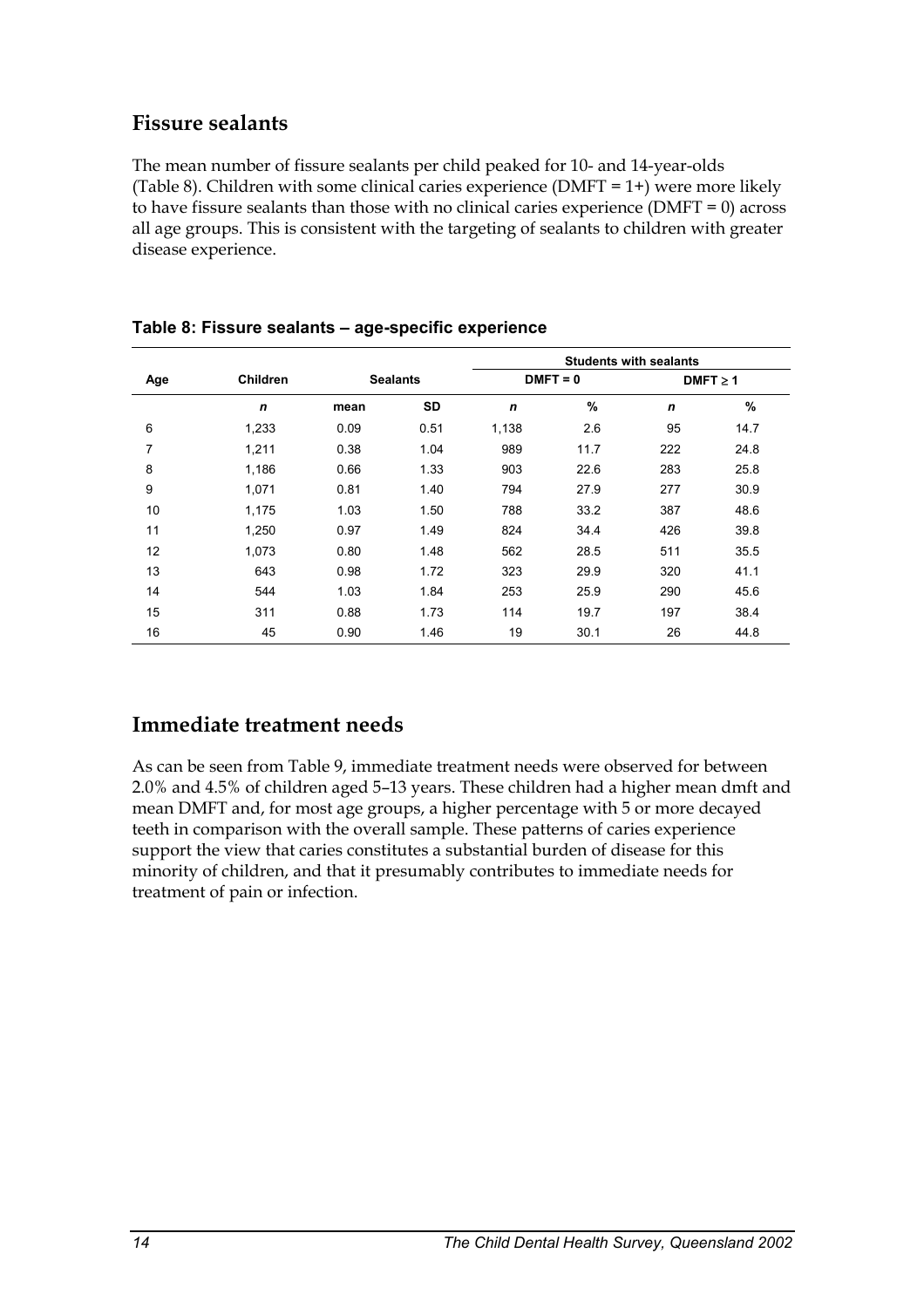## Fissure sealants

The mean number of fissure sealants per child peaked for 10- and 14-year-olds (Table 8). Children with some clinical caries experience (DMFT = 1+) were more likely to have fissure sealants than those with no clinical caries experience (DMFT = 0) across all age groups. This is consistent with the targeting of sealants to children with greater disease experience.

**Table 8: Fissure sealants – age-specific experience**

| | | | | Students with sealants | | | |
|---|---|---|---|---|---|---|---|
| Age | Children | Sealants | | DMFT = 0 | | DMFT ≥ 1 | |
| | *n* | mean | SD | *n* | % | *n* | % |
| 6 | 1,233 | 0.09 | 0.51 | 1,138 | 2.6 | 95 | 14.7 |
| 7 | 1,211 | 0.38 | 1.04 | 989 | 11.7 | 222 | 24.8 |
| 8 | 1,186 | 0.66 | 1.33 | 903 | 22.6 | 283 | 25.8 |
| 9 | 1,071 | 0.81 | 1.40 | 794 | 27.9 | 277 | 30.9 |
| 10 | 1,175 | 1.03 | 1.50 | 788 | 33.2 | 387 | 48.6 |
| 11 | 1,250 | 0.97 | 1.49 | 824 | 34.4 | 426 | 39.8 |
| 12 | 1,073 | 0.80 | 1.48 | 562 | 28.5 | 511 | 35.5 |
| 13 | 643 | 0.98 | 1.72 | 323 | 29.9 | 320 | 41.1 |
| 14 | 544 | 1.03 | 1.84 | 253 | 25.9 | 290 | 45.6 |
| 15 | 311 | 0.88 | 1.73 | 114 | 19.7 | 197 | 38.4 |
| 16 | 45 | 0.90 | 1.46 | 19 | 30.1 | 26 | 44.8 |

## Immediate treatment needs

As can be seen from Table 9, immediate treatment needs were observed for between 2.0% and 4.5% of children aged 5–13 years. These children had a higher mean dmft and mean DMFT and, for most age groups, a higher percentage with 5 or more decayed teeth in comparison with the overall sample. These patterns of caries experience support the view that caries constitutes a substantial burden of disease for this minority of children, and that it presumably contributes to immediate needs for treatment of pain or infection.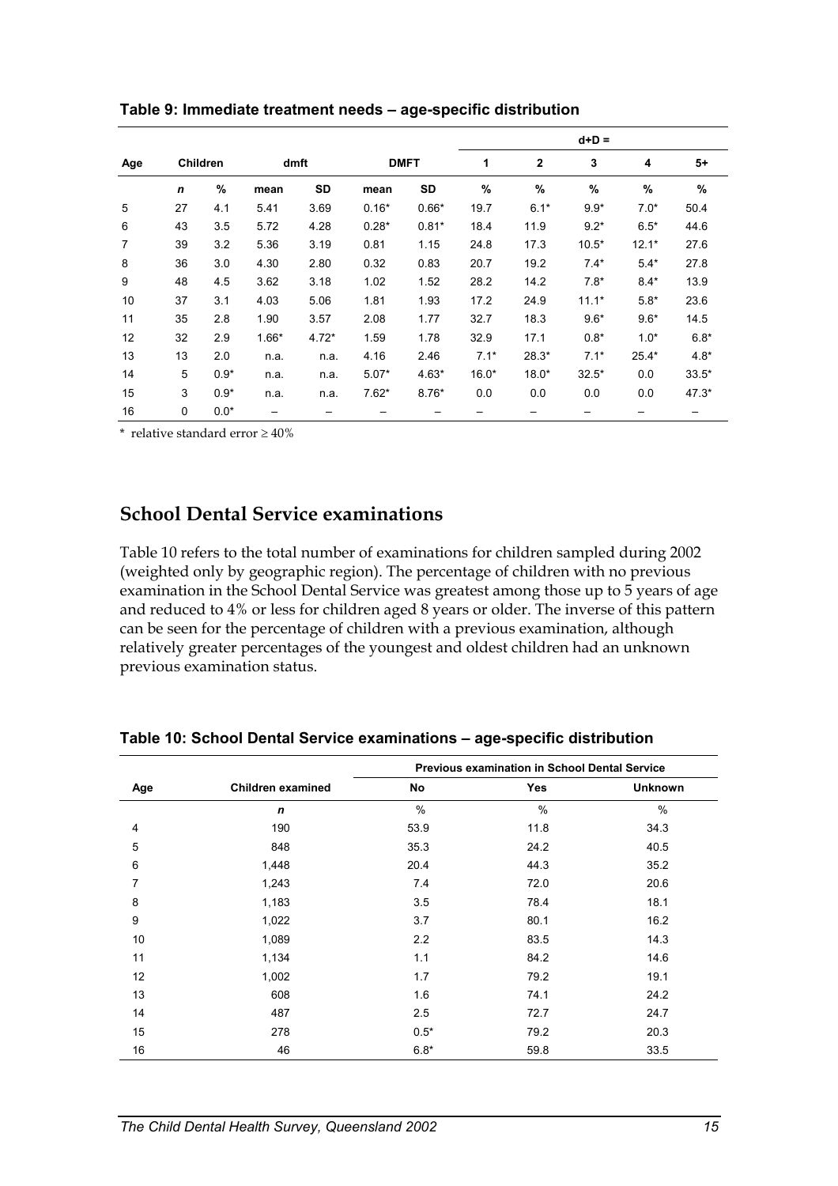**Table 9: Immediate treatment needs – age-specific distribution**

| Age | Children | | dmft | | DMFT | | d+D = | | | | |
|---|---|---|---|---|---|---|---|---|---|---|---|
| | | | | | | | 1 | 2 | 3 | 4 | 5+ |
| | *n* | % | mean | SD | mean | SD | % | % | % | % | % |
| 5 | 27 | 4.1 | 5.41 | 3.69 | 0.16* | 0.66* | 19.7 | 6.1* | 9.9* | 7.0* | 50.4 |
| 6 | 43 | 3.5 | 5.72 | 4.28 | 0.28* | 0.81* | 18.4 | 11.9 | 9.2* | 6.5* | 44.6 |
| 7 | 39 | 3.2 | 5.36 | 3.19 | 0.81 | 1.15 | 24.8 | 17.3 | 10.5* | 12.1* | 27.6 |
| 8 | 36 | 3.0 | 4.30 | 2.80 | 0.32 | 0.83 | 20.7 | 19.2 | 7.4* | 5.4* | 27.8 |
| 9 | 48 | 4.5 | 3.62 | 3.18 | 1.02 | 1.52 | 28.2 | 14.2 | 7.8* | 8.4* | 13.9 |
| 10 | 37 | 3.1 | 4.03 | 5.06 | 1.81 | 1.93 | 17.2 | 24.9 | 11.1* | 5.8* | 23.6 |
| 11 | 35 | 2.8 | 1.90 | 3.57 | 2.08 | 1.77 | 32.7 | 18.3 | 9.6* | 9.6* | 14.5 |
| 12 | 32 | 2.9 | 1.66* | 4.72* | 1.59 | 1.78 | 32.9 | 17.1 | 0.8* | 1.0* | 6.8* |
| 13 | 13 | 2.0 | n.a. | n.a. | 4.16 | 2.46 | 7.1* | 28.3* | 7.1* | 25.4* | 4.8* |
| 14 | 5 | 0.9* | n.a. | n.a. | 5.07* | 4.63* | 16.0* | 18.0* | 32.5* | 0.0 | 33.5* |
| 15 | 3 | 0.9* | n.a. | n.a. | 7.62* | 8.76* | 0.0 | 0.0 | 0.0 | 0.0 | 47.3* |
| 16 | 0 | 0.0* | – | – | – | – | – | – | – | – | – |

\* relative standard error ≥ 40%

## School Dental Service examinations

Table 10 refers to the total number of examinations for children sampled during 2002 (weighted only by geographic region). The percentage of children with no previous examination in the School Dental Service was greatest among those up to 5 years of age and reduced to 4% or less for children aged 8 years or older. The inverse of this pattern can be seen for the percentage of children with a previous examination, although relatively greater percentages of the youngest and oldest children had an unknown previous examination status.

**Table 10: School Dental Service examinations – age-specific distribution**

| Age | Children examined | Previous examination in School Dental Service | | |
|---|---|---|---|---|
| | | No | Yes | Unknown |
| | *n* | % | % | % |
| 4 | 190 | 53.9 | 11.8 | 34.3 |
| 5 | 848 | 35.3 | 24.2 | 40.5 |
| 6 | 1,448 | 20.4 | 44.3 | 35.2 |
| 7 | 1,243 | 7.4 | 72.0 | 20.6 |
| 8 | 1,183 | 3.5 | 78.4 | 18.1 |
| 9 | 1,022 | 3.7 | 80.1 | 16.2 |
| 10 | 1,089 | 2.2 | 83.5 | 14.3 |
| 11 | 1,134 | 1.1 | 84.2 | 14.6 |
| 12 | 1,002 | 1.7 | 79.2 | 19.1 |
| 13 | 608 | 1.6 | 74.1 | 24.2 |
| 14 | 487 | 2.5 | 72.7 | 24.7 |
| 15 | 278 | 0.5* | 79.2 | 20.3 |
| 16 | 46 | 6.8* | 59.8 | 33.5 |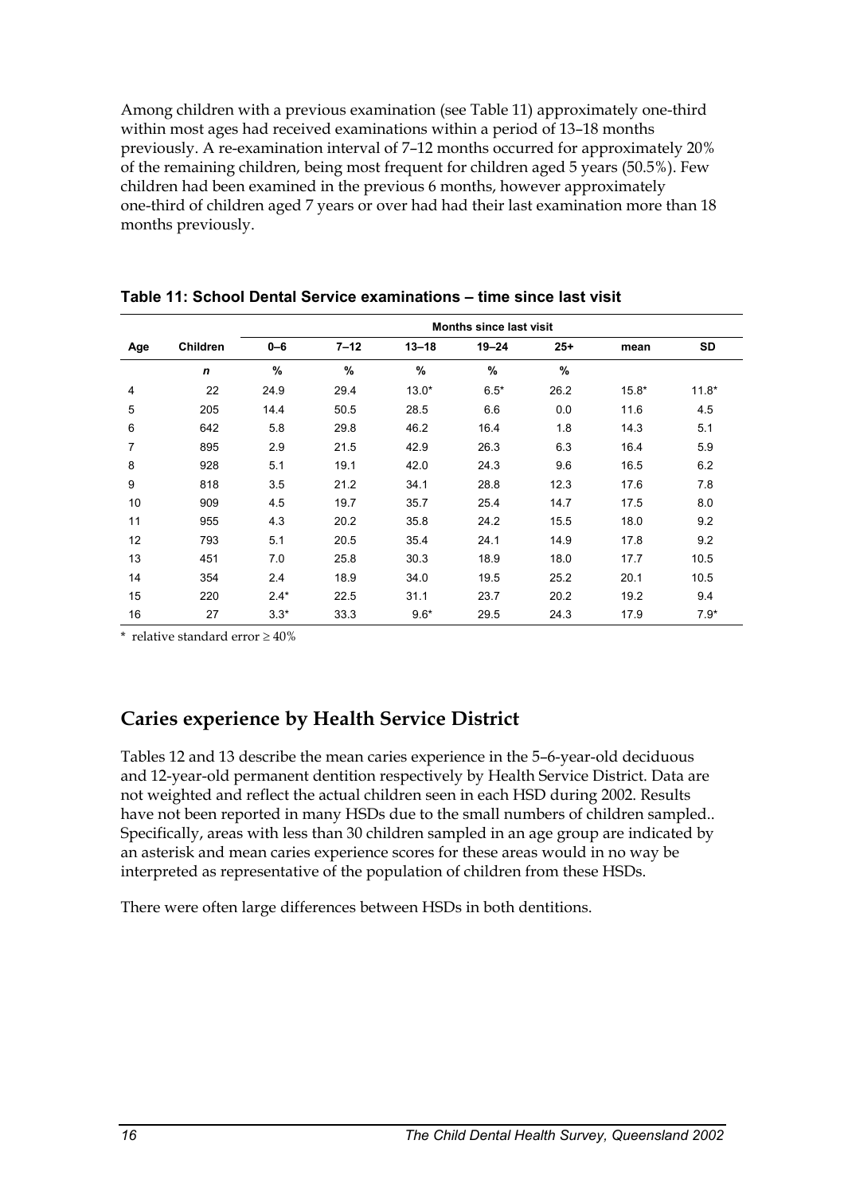Among children with a previous examination (see Table 11) approximately one-third within most ages had received examinations within a period of 13–18 months previously. A re-examination interval of 7–12 months occurred for approximately 20% of the remaining children, being most frequent for children aged 5 years (50.5%). Few children had been examined in the previous 6 months, however approximately one-third of children aged 7 years or over had had their last examination more than 18 months previously.

**Table 11: School Dental Service examinations – time since last visit**

| | | Months since last visit | | | | | | |
|---|---|---|---|---|---|---|---|---|
| Age | Children | 0–6 | 7–12 | 13–18 | 19–24 | 25+ | mean | SD |
| | *n* | % | % | % | % | % | | |
| 4 | 22 | 24.9 | 29.4 | 13.0* | 6.5* | 26.2 | 15.8* | 11.8* |
| 5 | 205 | 14.4 | 50.5 | 28.5 | 6.6 | 0.0 | 11.6 | 4.5 |
| 6 | 642 | 5.8 | 29.8 | 46.2 | 16.4 | 1.8 | 14.3 | 5.1 |
| 7 | 895 | 2.9 | 21.5 | 42.9 | 26.3 | 6.3 | 16.4 | 5.9 |
| 8 | 928 | 5.1 | 19.1 | 42.0 | 24.3 | 9.6 | 16.5 | 6.2 |
| 9 | 818 | 3.5 | 21.2 | 34.1 | 28.8 | 12.3 | 17.6 | 7.8 |
| 10 | 909 | 4.5 | 19.7 | 35.7 | 25.4 | 14.7 | 17.5 | 8.0 |
| 11 | 955 | 4.3 | 20.2 | 35.8 | 24.2 | 15.5 | 18.0 | 9.2 |
| 12 | 793 | 5.1 | 20.5 | 35.4 | 24.1 | 14.9 | 17.8 | 9.2 |
| 13 | 451 | 7.0 | 25.8 | 30.3 | 18.9 | 18.0 | 17.7 | 10.5 |
| 14 | 354 | 2.4 | 18.9 | 34.0 | 19.5 | 25.2 | 20.1 | 10.5 |
| 15 | 220 | 2.4* | 22.5 | 31.1 | 23.7 | 20.2 | 19.2 | 9.4 |
| 16 | 27 | 3.3* | 33.3 | 9.6* | 29.5 | 24.3 | 17.9 | 7.9* |

\* relative standard error ≥ 40%

## Caries experience by Health Service District

Tables 12 and 13 describe the mean caries experience in the 5–6-year-old deciduous and 12-year-old permanent dentition respectively by Health Service District. Data are not weighted and reflect the actual children seen in each HSD during 2002. Results have not been reported in many HSDs due to the small numbers of children sampled.. Specifically, areas with less than 30 children sampled in an age group are indicated by an asterisk and mean caries experience scores for these areas would in no way be interpreted as representative of the population of children from these HSDs.

There were often large differences between HSDs in both dentitions.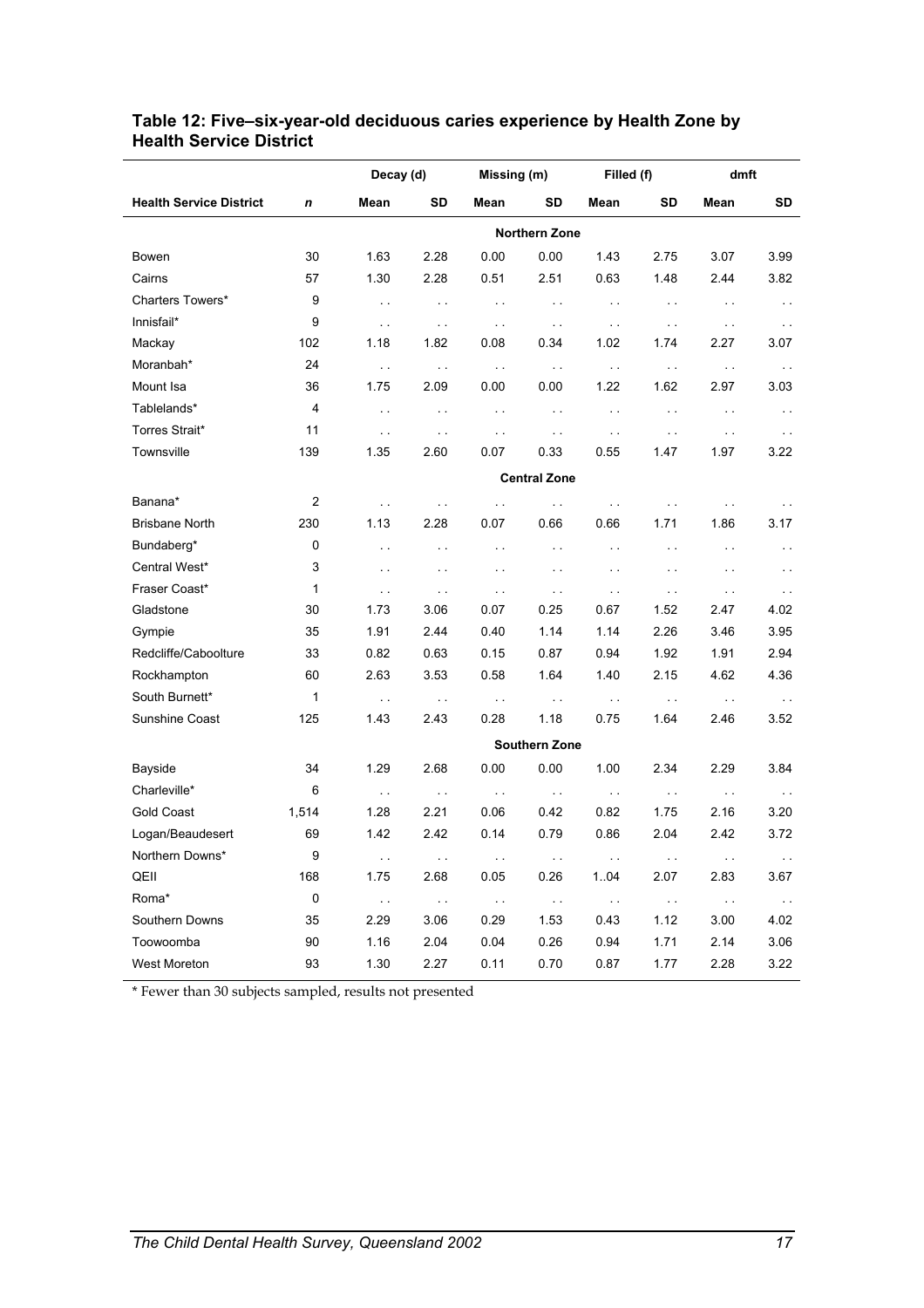**Table 12: Five–six-year-old deciduous caries experience by Health Zone by Health Service District**

| | | Decay (d) | | Missing (m) | | Filled (f) | | dmft | |
|---|---|---|---|---|---|---|---|---|---|
| **Health Service District** | ***n*** | **Mean** | **SD** | **Mean** | **SD** | **Mean** | **SD** | **Mean** | **SD** |
| | | | | | **Northern Zone** | | | | |
| Bowen | 30 | 1.63 | 2.28 | 0.00 | 0.00 | 1.43 | 2.75 | 3.07 | 3.99 |
| Cairns | 57 | 1.30 | 2.28 | 0.51 | 2.51 | 0.63 | 1.48 | 2.44 | 3.82 |
| Charters Towers* | 9 | . . | . . | . . | . . | . . | . . | . . | . . |
| Innisfail* | 9 | . . | . . | . . | . . | . . | . . | . . | . . |
| Mackay | 102 | 1.18 | 1.82 | 0.08 | 0.34 | 1.02 | 1.74 | 2.27 | 3.07 |
| Moranbah* | 24 | . . | . . | . . | . . | . . | . . | . . | . . |
| Mount Isa | 36 | 1.75 | 2.09 | 0.00 | 0.00 | 1.22 | 1.62 | 2.97 | 3.03 |
| Tablelands* | 4 | . . | . . | . . | . . | . . | . . | . . | . . |
| Torres Strait* | 11 | . . | . . | . . | . . | . . | . . | . . | . . |
| Townsville | 139 | 1.35 | 2.60 | 0.07 | 0.33 | 0.55 | 1.47 | 1.97 | 3.22 |
| | | | | | **Central Zone** | | | | |
| Banana* | 2 | . . | . . | . . | . . | . . | . . | . . | . . |
| Brisbane North | 230 | 1.13 | 2.28 | 0.07 | 0.66 | 0.66 | 1.71 | 1.86 | 3.17 |
| Bundaberg* | 0 | . . | . . | . . | . . | . . | . . | . . | . . |
| Central West* | 3 | . . | . . | . . | . . | . . | . . | . . | . . |
| Fraser Coast* | 1 | . . | . . | . . | . . | . . | . . | . . | . . |
| Gladstone | 30 | 1.73 | 3.06 | 0.07 | 0.25 | 0.67 | 1.52 | 2.47 | 4.02 |
| Gympie | 35 | 1.91 | 2.44 | 0.40 | 1.14 | 1.14 | 2.26 | 3.46 | 3.95 |
| Redcliffe/Caboolture | 33 | 0.82 | 0.63 | 0.15 | 0.87 | 0.94 | 1.92 | 1.91 | 2.94 |
| Rockhampton | 60 | 2.63 | 3.53 | 0.58 | 1.64 | 1.40 | 2.15 | 4.62 | 4.36 |
| South Burnett* | 1 | . . | . . | . . | . . | . . | . . | . . | . . |
| Sunshine Coast | 125 | 1.43 | 2.43 | 0.28 | 1.18 | 0.75 | 1.64 | 2.46 | 3.52 |
| | | | | | **Southern Zone** | | | | |
| Bayside | 34 | 1.29 | 2.68 | 0.00 | 0.00 | 1.00 | 2.34 | 2.29 | 3.84 |
| Charleville* | 6 | . . | . . | . . | . . | . . | . . | . . | . . |
| Gold Coast | 1,514 | 1.28 | 2.21 | 0.06 | 0.42 | 0.82 | 1.75 | 2.16 | 3.20 |
| Logan/Beaudesert | 69 | 1.42 | 2.42 | 0.14 | 0.79 | 0.86 | 2.04 | 2.42 | 3.72 |
| Northern Downs* | 9 | . . | . . | . . | . . | . . | . . | . . | . . |
| QEII | 168 | 1.75 | 2.68 | 0.05 | 0.26 | 1..04 | 2.07 | 2.83 | 3.67 |
| Roma* | 0 | . . | . . | . . | . . | . . | . . | . . | . . |
| Southern Downs | 35 | 2.29 | 3.06 | 0.29 | 1.53 | 0.43 | 1.12 | 3.00 | 4.02 |
| Toowoomba | 90 | 1.16 | 2.04 | 0.04 | 0.26 | 0.94 | 1.71 | 2.14 | 3.06 |
| West Moreton | 93 | 1.30 | 2.27 | 0.11 | 0.70 | 0.87 | 1.77 | 2.28 | 3.22 |

* Fewer than 30 subjects sampled, results not presented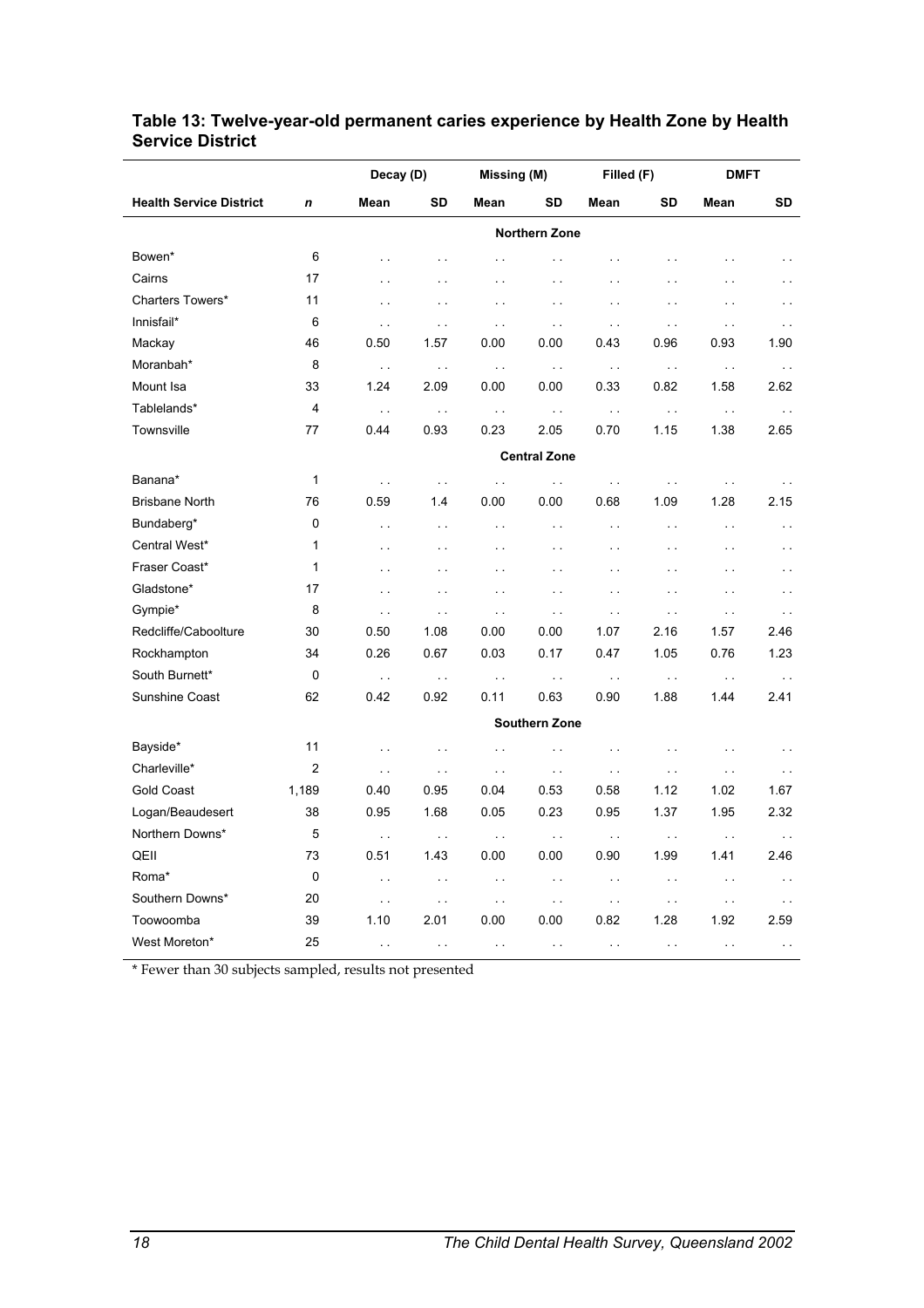## Table 13: Twelve-year-old permanent caries experience by Health Zone by Health Service District

| | | Decay (D) | | Missing (M) | | Filled (F) | | DMFT | |
|---|---|---|---|---|---|---|---|---|---|
| Health Service District | n | Mean | SD | Mean | SD | Mean | SD | Mean | SD |
| | | | | **Northern Zone** | | | | | |
| Bowen* | 6 | . . | . . | . . | . . | . . | . . | . . | . . |
| Cairns | 17 | . . | . . | . . | . . | . . | . . | . . | . . |
| Charters Towers* | 11 | . . | . . | . . | . . | . . | . . | . . | . . |
| Innisfail* | 6 | . . | . . | . . | . . | . . | . . | . . | . . |
| Mackay | 46 | 0.50 | 1.57 | 0.00 | 0.00 | 0.43 | 0.96 | 0.93 | 1.90 |
| Moranbah* | 8 | . . | . . | . . | . . | . . | . . | . . | . . |
| Mount Isa | 33 | 1.24 | 2.09 | 0.00 | 0.00 | 0.33 | 0.82 | 1.58 | 2.62 |
| Tablelands* | 4 | . . | . . | . . | . . | . . | . . | . . | . . |
| Townsville | 77 | 0.44 | 0.93 | 0.23 | 2.05 | 0.70 | 1.15 | 1.38 | 2.65 |
| | | | | **Central Zone** | | | | | |
| Banana* | 1 | . . | . . | . . | . . | . . | . . | . . | . . |
| Brisbane North | 76 | 0.59 | 1.4 | 0.00 | 0.00 | 0.68 | 1.09 | 1.28 | 2.15 |
| Bundaberg* | 0 | . . | . . | . . | . . | . . | . . | . . | . . |
| Central West* | 1 | . . | . . | . . | . . | . . | . . | . . | . . |
| Fraser Coast* | 1 | . . | . . | . . | . . | . . | . . | . . | . . |
| Gladstone* | 17 | . . | . . | . . | . . | . . | . . | . . | . . |
| Gympie* | 8 | . . | . . | . . | . . | . . | . . | . . | . . |
| Redcliffe/Caboolture | 30 | 0.50 | 1.08 | 0.00 | 0.00 | 1.07 | 2.16 | 1.57 | 2.46 |
| Rockhampton | 34 | 0.26 | 0.67 | 0.03 | 0.17 | 0.47 | 1.05 | 0.76 | 1.23 |
| South Burnett* | 0 | . . | . . | . . | . . | . . | . . | . . | . . |
| Sunshine Coast | 62 | 0.42 | 0.92 | 0.11 | 0.63 | 0.90 | 1.88 | 1.44 | 2.41 |
| | | | | **Southern Zone** | | | | | |
| Bayside* | 11 | . . | . . | . . | . . | . . | . . | . . | . . |
| Charleville* | 2 | . . | . . | . . | . . | . . | . . | . . | . . |
| Gold Coast | 1,189 | 0.40 | 0.95 | 0.04 | 0.53 | 0.58 | 1.12 | 1.02 | 1.67 |
| Logan/Beaudesert | 38 | 0.95 | 1.68 | 0.05 | 0.23 | 0.95 | 1.37 | 1.95 | 2.32 |
| Northern Downs* | 5 | . . | . . | . . | . . | . . | . . | . . | . . |
| QEII | 73 | 0.51 | 1.43 | 0.00 | 0.00 | 0.90 | 1.99 | 1.41 | 2.46 |
| Roma* | 0 | . . | . . | . . | . . | . . | . . | . . | . . |
| Southern Downs* | 20 | . . | . . | . . | . . | . . | . . | . . | . . |
| Toowoomba | 39 | 1.10 | 2.01 | 0.00 | 0.00 | 0.82 | 1.28 | 1.92 | 2.59 |
| West Moreton* | 25 | . . | . . | . . | . . | . . | . . | . . | . . |

* Fewer than 30 subjects sampled, results not presented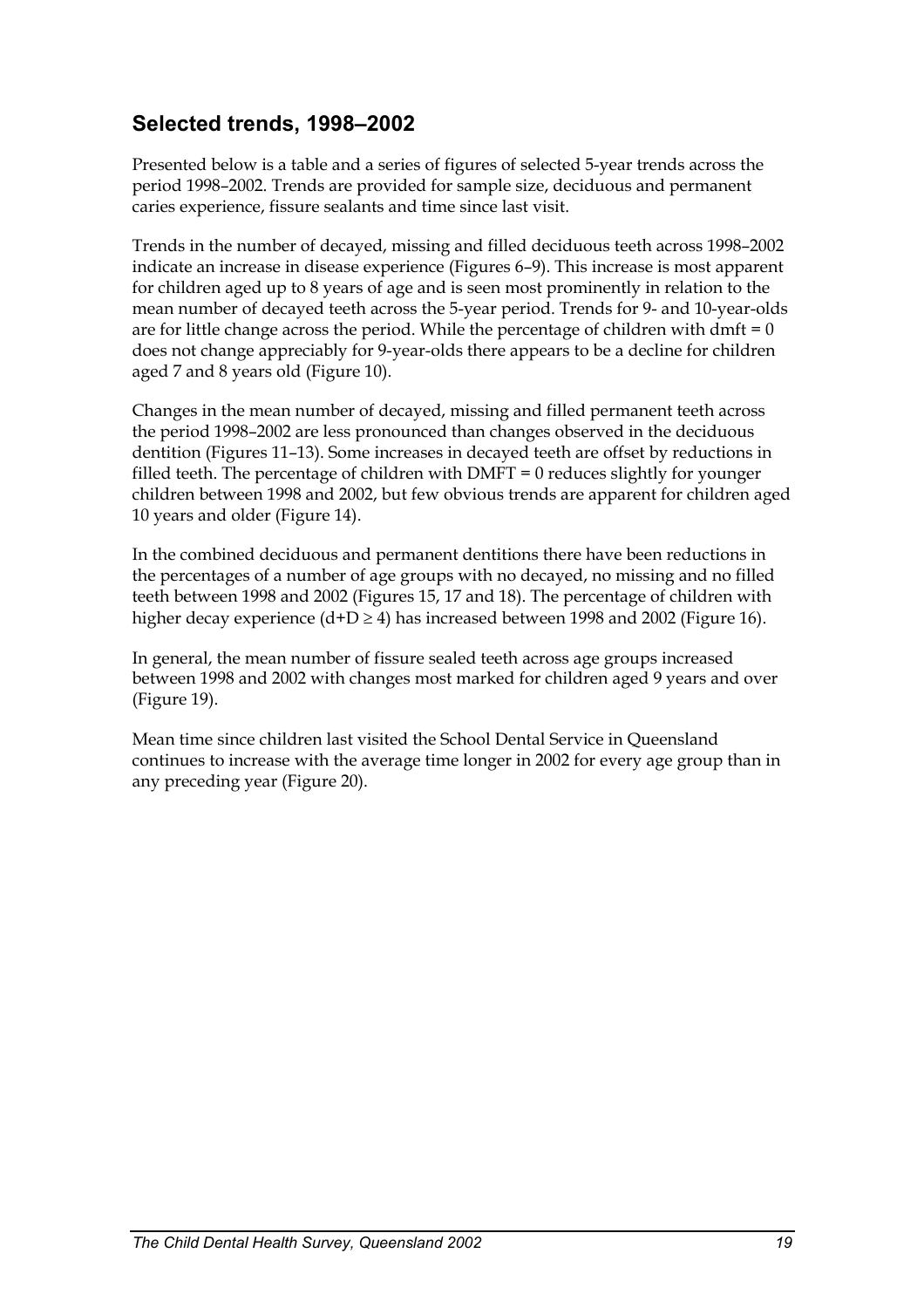## Selected trends, 1998–2002

Presented below is a table and a series of figures of selected 5-year trends across the period 1998–2002. Trends are provided for sample size, deciduous and permanent caries experience, fissure sealants and time since last visit.

Trends in the number of decayed, missing and filled deciduous teeth across 1998–2002 indicate an increase in disease experience (Figures 6–9). This increase is most apparent for children aged up to 8 years of age and is seen most prominently in relation to the mean number of decayed teeth across the 5-year period. Trends for 9- and 10-year-olds are for little change across the period. While the percentage of children with dmft = 0 does not change appreciably for 9-year-olds there appears to be a decline for children aged 7 and 8 years old (Figure 10).

Changes in the mean number of decayed, missing and filled permanent teeth across the period 1998–2002 are less pronounced than changes observed in the deciduous dentition (Figures 11–13). Some increases in decayed teeth are offset by reductions in filled teeth. The percentage of children with DMFT = 0 reduces slightly for younger children between 1998 and 2002, but few obvious trends are apparent for children aged 10 years and older (Figure 14).

In the combined deciduous and permanent dentitions there have been reductions in the percentages of a number of age groups with no decayed, no missing and no filled teeth between 1998 and 2002 (Figures 15, 17 and 18). The percentage of children with higher decay experience ($d+D \geq 4$) has increased between 1998 and 2002 (Figure 16).

In general, the mean number of fissure sealed teeth across age groups increased between 1998 and 2002 with changes most marked for children aged 9 years and over (Figure 19).

Mean time since children last visited the School Dental Service in Queensland continues to increase with the average time longer in 2002 for every age group than in any preceding year (Figure 20).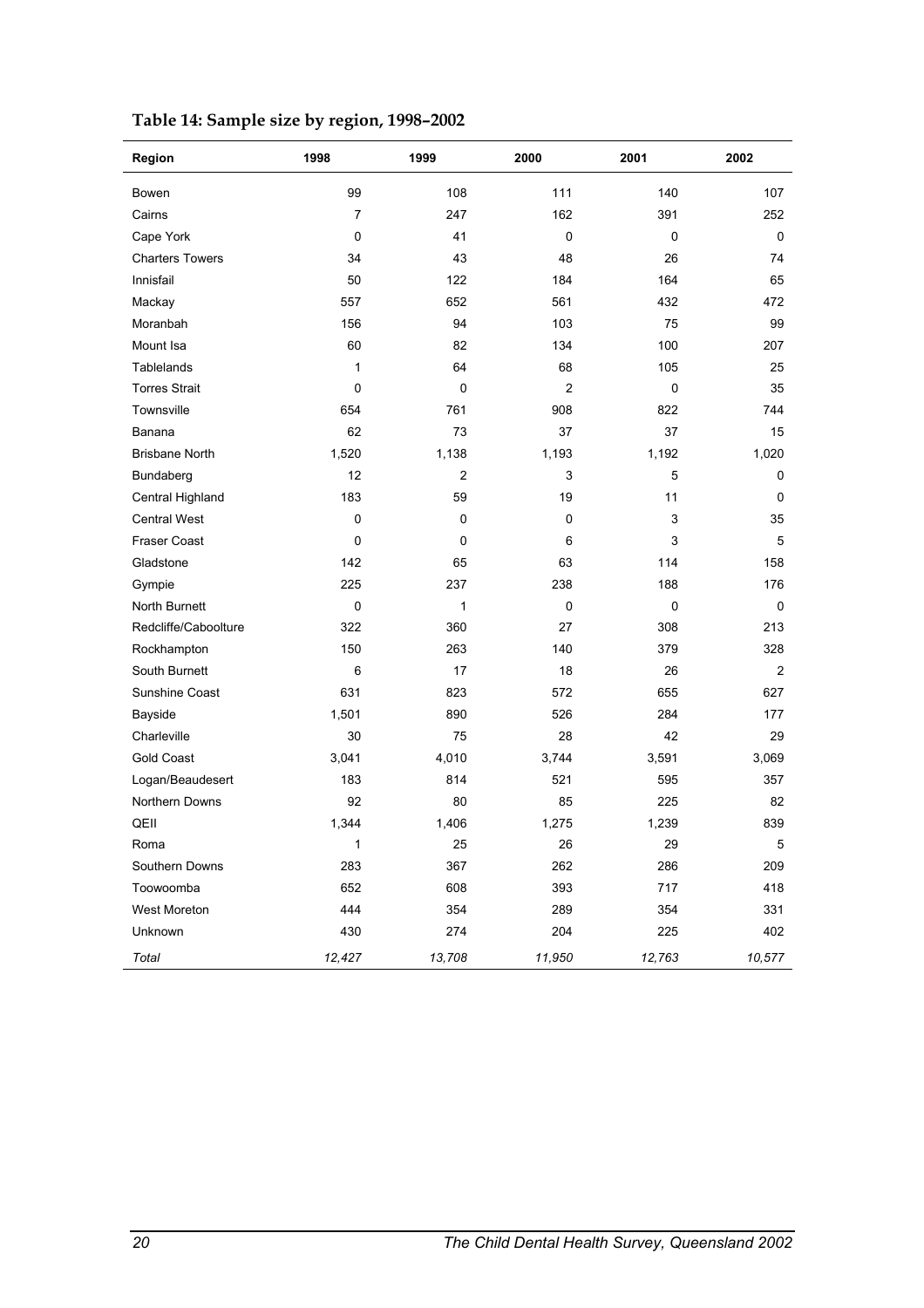**Table 14: Sample size by region, 1998–2002**

| Region | 1998 | 1999 | 2000 | 2001 | 2002 |
|---|---|---|---|---|---|
| Bowen | 99 | 108 | 111 | 140 | 107 |
| Cairns | 7 | 247 | 162 | 391 | 252 |
| Cape York | 0 | 41 | 0 | 0 | 0 |
| Charters Towers | 34 | 43 | 48 | 26 | 74 |
| Innisfail | 50 | 122 | 184 | 164 | 65 |
| Mackay | 557 | 652 | 561 | 432 | 472 |
| Moranbah | 156 | 94 | 103 | 75 | 99 |
| Mount Isa | 60 | 82 | 134 | 100 | 207 |
| Tablelands | 1 | 64 | 68 | 105 | 25 |
| Torres Strait | 0 | 0 | 2 | 0 | 35 |
| Townsville | 654 | 761 | 908 | 822 | 744 |
| Banana | 62 | 73 | 37 | 37 | 15 |
| Brisbane North | 1,520 | 1,138 | 1,193 | 1,192 | 1,020 |
| Bundaberg | 12 | 2 | 3 | 5 | 0 |
| Central Highland | 183 | 59 | 19 | 11 | 0 |
| Central West | 0 | 0 | 0 | 3 | 35 |
| Fraser Coast | 0 | 0 | 6 | 3 | 5 |
| Gladstone | 142 | 65 | 63 | 114 | 158 |
| Gympie | 225 | 237 | 238 | 188 | 176 |
| North Burnett | 0 | 1 | 0 | 0 | 0 |
| Redcliffe/Caboolture | 322 | 360 | 27 | 308 | 213 |
| Rockhampton | 150 | 263 | 140 | 379 | 328 |
| South Burnett | 6 | 17 | 18 | 26 | 2 |
| Sunshine Coast | 631 | 823 | 572 | 655 | 627 |
| Bayside | 1,501 | 890 | 526 | 284 | 177 |
| Charleville | 30 | 75 | 28 | 42 | 29 |
| Gold Coast | 3,041 | 4,010 | 3,744 | 3,591 | 3,069 |
| Logan/Beaudesert | 183 | 814 | 521 | 595 | 357 |
| Northern Downs | 92 | 80 | 85 | 225 | 82 |
| QEII | 1,344 | 1,406 | 1,275 | 1,239 | 839 |
| Roma | 1 | 25 | 26 | 29 | 5 |
| Southern Downs | 283 | 367 | 262 | 286 | 209 |
| Toowoomba | 652 | 608 | 393 | 717 | 418 |
| West Moreton | 444 | 354 | 289 | 354 | 331 |
| Unknown | 430 | 274 | 204 | 225 | 402 |
| *Total* | *12,427* | *13,708* | *11,950* | *12,763* | *10,577* |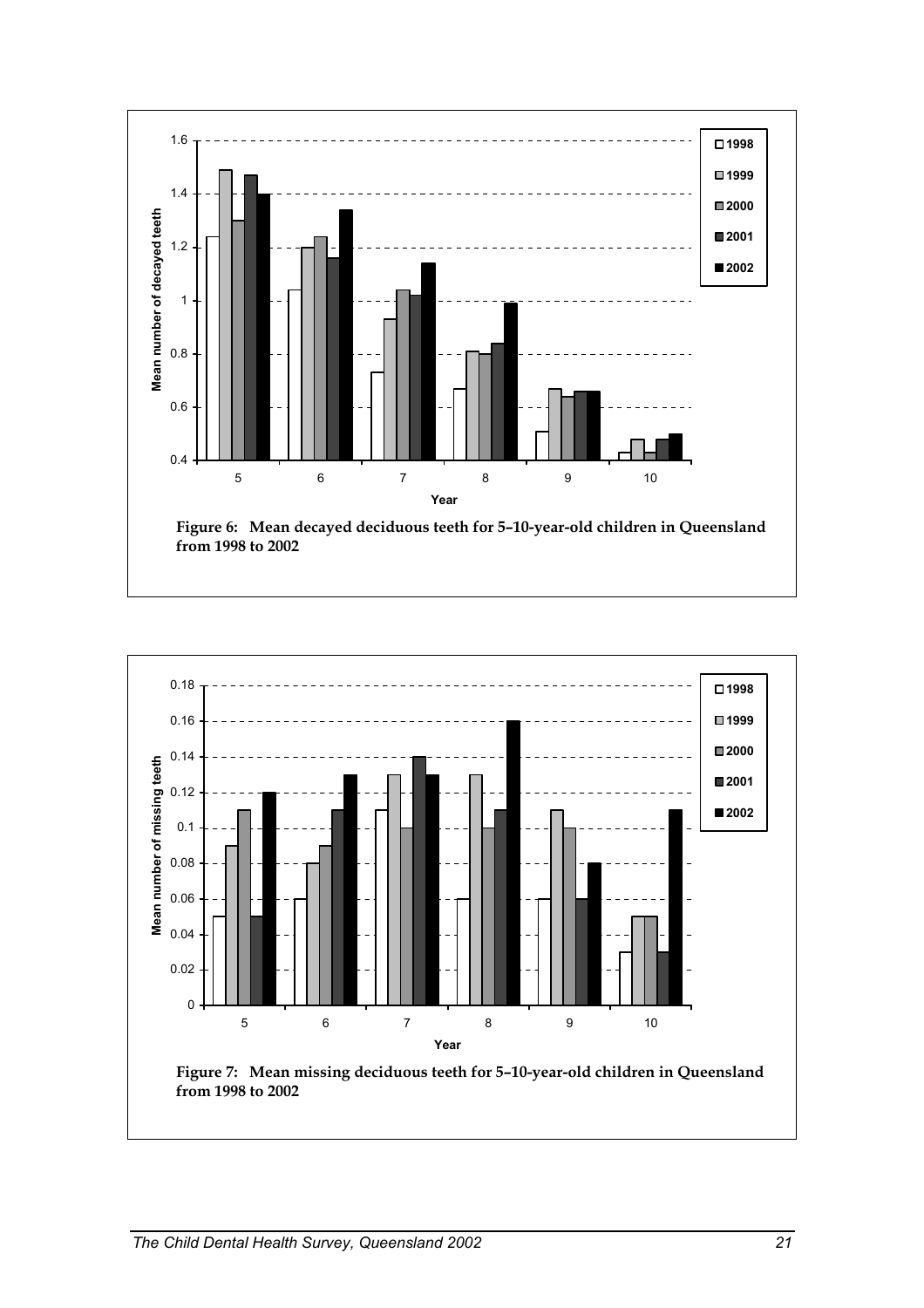1.6
1.4
1.2
1
0.8
0.6
0.4

Mean number of decayed teeth

5 6 7 8 9 10

Year

1998
1999
2000
2001
2002

**Figure 6: Mean decayed deciduous teeth for 5–10-year-old children in Queensland from 1998 to 2002**

0.18
0.16
0.14
0.12
0.1
0.08
0.06
0.04
0.02
0

Mean number of missing teeth

5 6 7 8 9 10

Year

1998
1999
2000
2001
2002

**Figure 7: Mean missing deciduous teeth for 5–10-year-old children in Queensland from 1998 to 2002**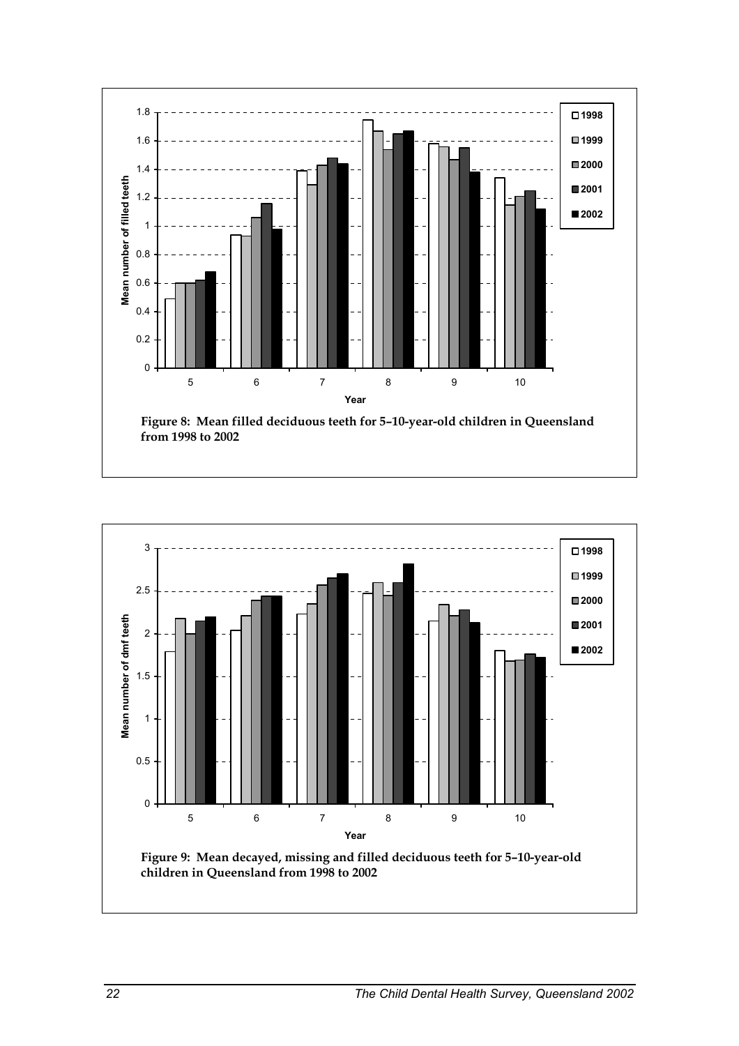1.8
1.6
1.4
1.2
1
0.8
0.6
0.4
0.2
0

Mean number of filled teeth

5 6 7 8 9 10

Year

1998
1999
2000
2001
2002

**Figure 8: Mean filled deciduous teeth for 5–10-year-old children in Queensland from 1998 to 2002**

3
2.5
2
1.5
1
0.5
0

Mean number of dmf teeth

5 6 7 8 9 10

Year

1998
1999
2000
2001
2002

**Figure 9: Mean decayed, missing and filled deciduous teeth for 5–10-year-old children in Queensland from 1998 to 2002**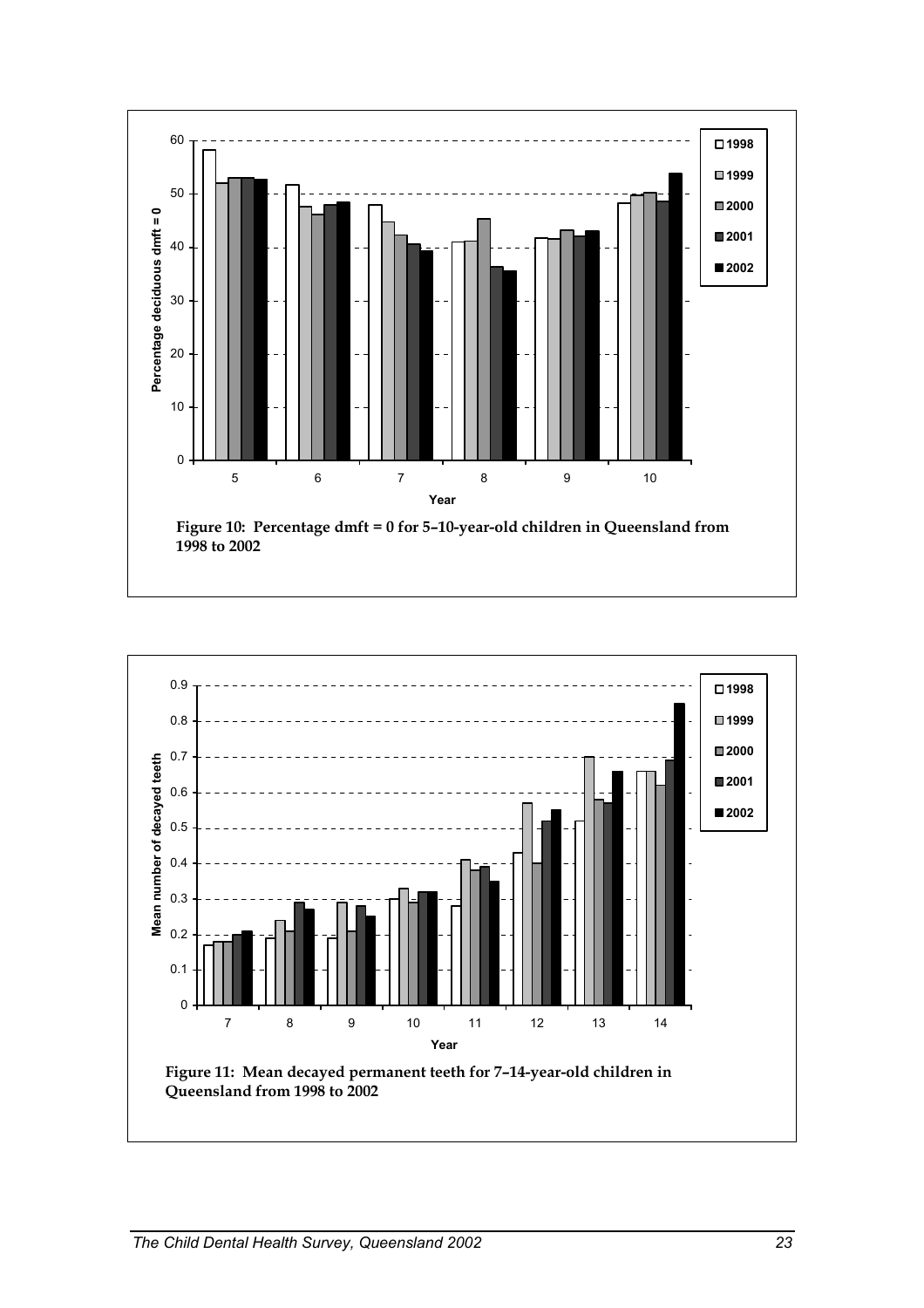60
50
40
30
20
10
0

Percentage deciduous dmft = 0

5 6 7 8 9 10

Year

1998
1999
2000
2001
2002

**Figure 10: Percentage dmft = 0 for 5–10-year-old children in Queensland from 1998 to 2002**

0.9
0.8
0.7
0.6
0.5
0.4
0.3
0.2
0.1
0

Mean number of decayed teeth

7 8 9 10 11 12 13 14

Year

1998
1999
2000
2001
2002

**Figure 11: Mean decayed permanent teeth for 7–14-year-old children in Queensland from 1998 to 2002**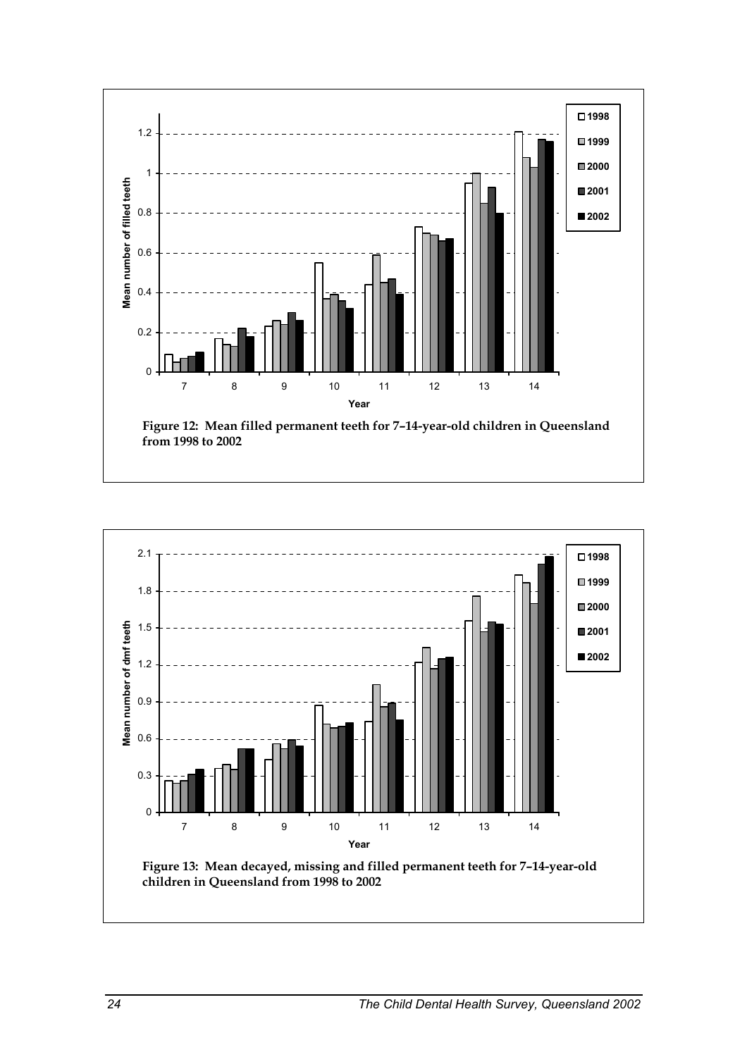Mean number of filled teeth

1.2
1
0.8
0.6
0.4
0.2
0

7
8
9
10
11
12
13
14

Year

1998
1999
2000
2001
2002

**Figure 12: Mean filled permanent teeth for 7–14-year-old children in Queensland from 1998 to 2002**

Mean number of dmf teeth

2.1
1.8
1.5
1.2
0.9
0.6
0.3
0

7
8
9
10
11
12
13
14

Year

1998
1999
2000
2001
2002

**Figure 13: Mean decayed, missing and filled permanent teeth for 7–14-year-old children in Queensland from 1998 to 2002**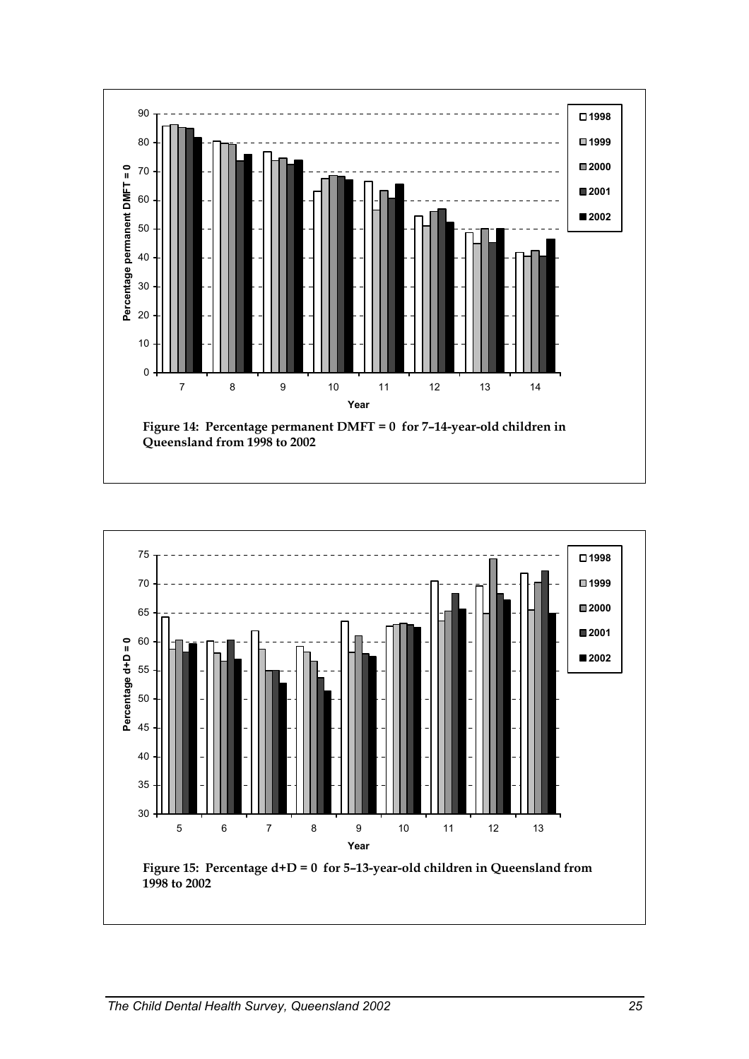90
80
70
60
50
40
30
20
10
0

Percentage permanent DMFT = 0

7 8 9 10 11 12 13 14

Year

1998
1999
2000
2001
2002

**Figure 14: Percentage permanent DMFT = 0 for 7–14-year-old children in Queensland from 1998 to 2002**

75
70
65
60
55
50
45
40
35
30

Percentage d+D = 0

5 6 7 8 9 10 11 12 13

Year

1998
1999
2000
2001
2002

**Figure 15: Percentage d+D = 0 for 5–13-year-old children in Queensland from 1998 to 2002**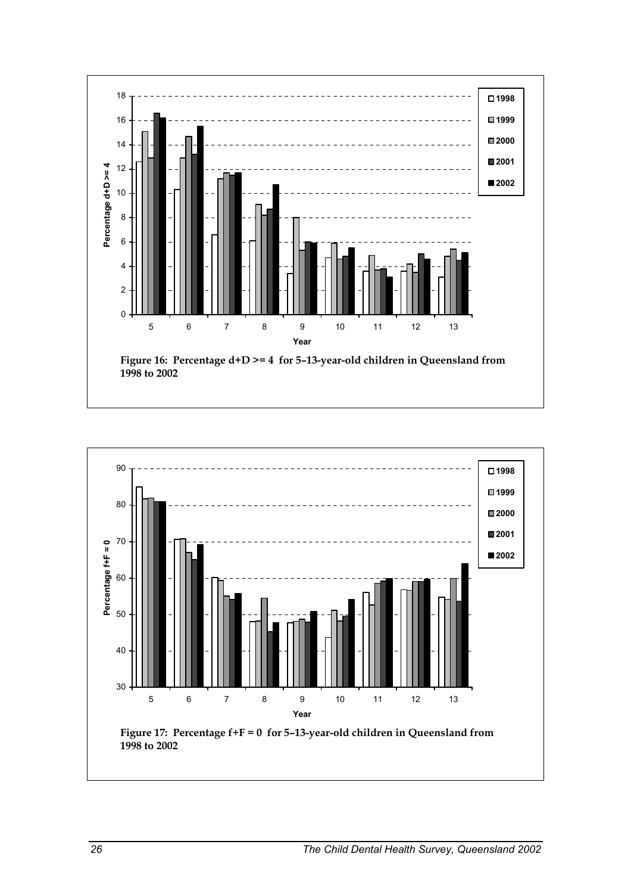18
16
14
12
10
8
6
4
2
0

Percentage d+D >= 4

5 6 7 8 9 10 11 12 13

Year

1998
1999
2000
2001
2002

**Figure 16: Percentage d+D >= 4 for 5–13-year-old children in Queensland from 1998 to 2002**

90
80
70
60
50
40
30

Percentage f+F = 0

5 6 7 8 9 10 11 12 13

Year

1998
1999
2000
2001
2002

**Figure 17: Percentage f+F = 0 for 5–13-year-old children in Queensland from 1998 to 2002**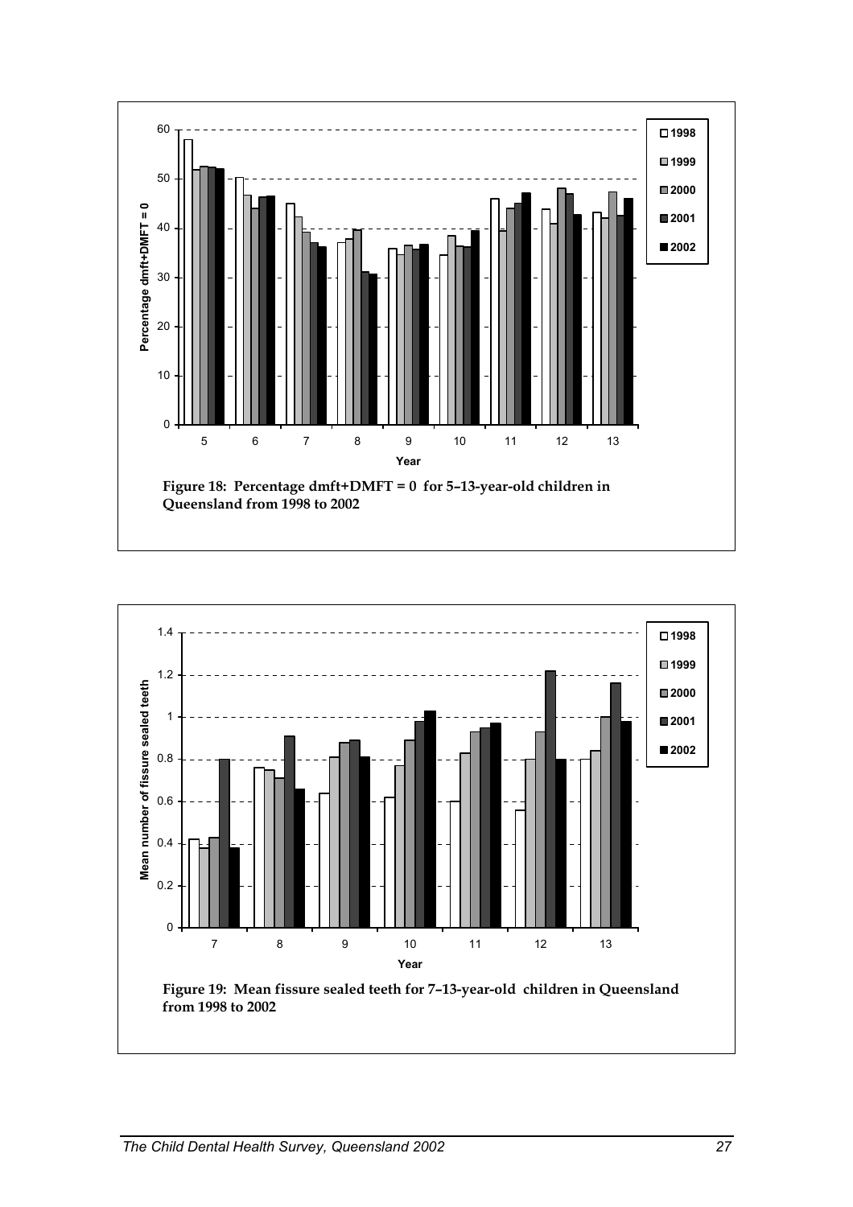Figure 18: Percentage dmft+DMFT = 0 for 5–13-year-old children in Queensland from 1998 to 2002

Figure 19: Mean fissure sealed teeth for 7–13-year-old children in Queensland from 1998 to 2002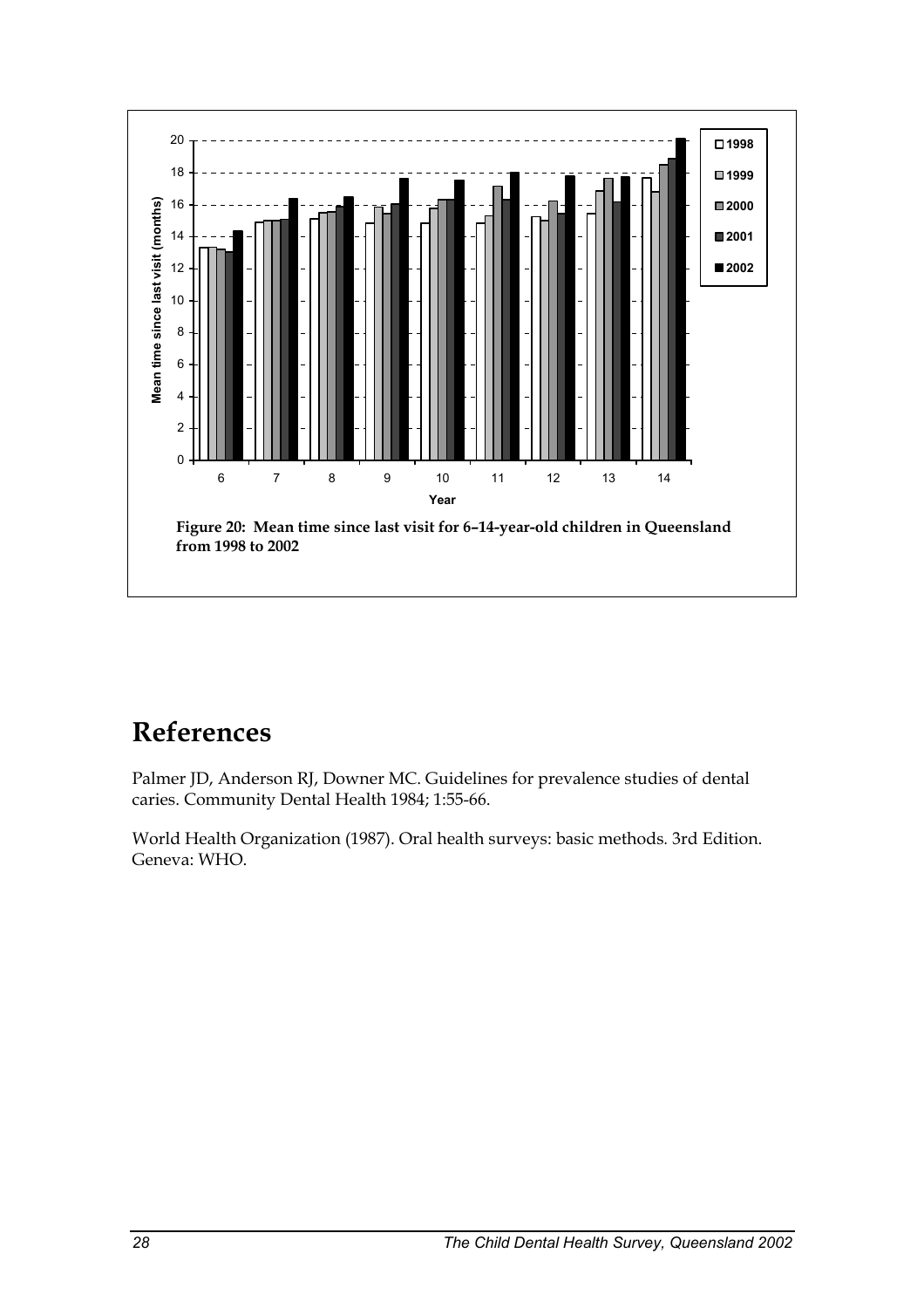20
18
16
14
12
10
8
6
4
2
0

Mean time since last visit (months)

6 7 8 9 10 11 12 13 14

Year

1998
1999
2000
2001
2002

**Figure 20: Mean time since last visit for 6–14-year-old children in Queensland from 1998 to 2002**

# References

Palmer JD, Anderson RJ, Downer MC. Guidelines for prevalence studies of dental caries. Community Dental Health 1984; 1:55-66.

World Health Organization (1987). Oral health surveys: basic methods. 3rd Edition. Geneva: WHO.